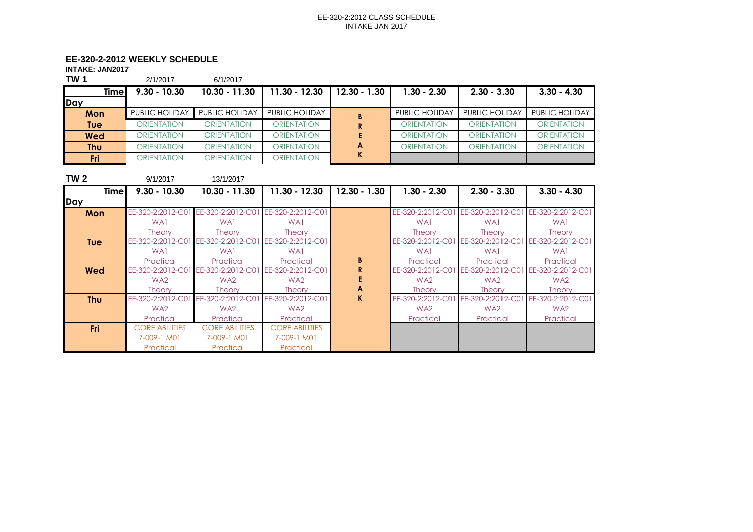EE-320-2:2012 CLASS SCHEDULE
INTAKE JAN 2017

## EE-320-2-2012 WEEKLY SCHEDULE

**INTAKE: JAN2017**

**TW 1** 2/1/2017 6/1/2017

| Time / Day | 9.30 - 10.30 | 10.30 - 11.30 | 11.30 - 12.30 | 12.30 - 1.30 | 1.30 - 2.30 | 2.30 - 3.30 | 3.30 - 4.30 |
|---|---|---|---|---|---|---|---|
| **Mon** | PUBLIC HOLIDAY | PUBLIC HOLIDAY | PUBLIC HOLIDAY | B | PUBLIC HOLIDAY | PUBLIC HOLIDAY | PUBLIC HOLIDAY |
| **Tue** | ORIENTATION | ORIENTATION | ORIENTATION | R | ORIENTATION | ORIENTATION | ORIENTATION |
| **Wed** | ORIENTATION | ORIENTATION | ORIENTATION | E | ORIENTATION | ORIENTATION | ORIENTATION |
| **Thu** | ORIENTATION | ORIENTATION | ORIENTATION | A | ORIENTATION | ORIENTATION | ORIENTATION |
| **Fri** | ORIENTATION | ORIENTATION | ORIENTATION | K | | | |

**TW 2** 9/1/2017 13/1/2017

| Time / Day | 9.30 - 10.30 | 10.30 - 11.30 | 11.30 - 12.30 | 12.30 - 1.30 | 1.30 - 2.30 | 2.30 - 3.30 | 3.30 - 4.30 |
|---|---|---|---|---|---|---|---|
| **Mon** | EE-320-2:2012-C01 WA1 Theory | EE-320-2:2012-C01 WA1 Theory | EE-320-2:2012-C01 WA1 Theory | | EE-320-2:2012-C01 WA1 Theory | EE-320-2:2012-C01 WA1 Theory | EE-320-2:2012-C01 WA1 Theory |
| **Tue** | EE-320-2:2012-C01 WA1 Practical | EE-320-2:2012-C01 WA1 Practical | EE-320-2:2012-C01 WA1 Practical | B | EE-320-2:2012-C01 WA1 Practical | EE-320-2:2012-C01 WA1 Practical | EE-320-2:2012-C01 WA1 Practical |
| **Wed** | EE-320-2:2012-C01 WA2 Theory | EE-320-2:2012-C01 WA2 Theory | EE-320-2:2012-C01 WA2 Theory | R E A | EE-320-2:2012-C01 WA2 Theory | EE-320-2:2012-C01 WA2 Theory | EE-320-2:2012-C01 WA2 Theory |
| **Thu** | EE-320-2:2012-C01 WA2 Practical | EE-320-2:2012-C01 WA2 Practical | EE-320-2:2012-C01 WA2 Practical | K | EE-320-2:2012-C01 WA2 Practical | EE-320-2:2012-C01 WA2 Practical | EE-320-2:2012-C01 WA2 Practical |
| **Fri** | CORE ABILITIES Z-009-1 M01 Practical | CORE ABILITIES Z-009-1 M01 Practical | CORE ABILITIES Z-009-1 M01 Practical | | | | |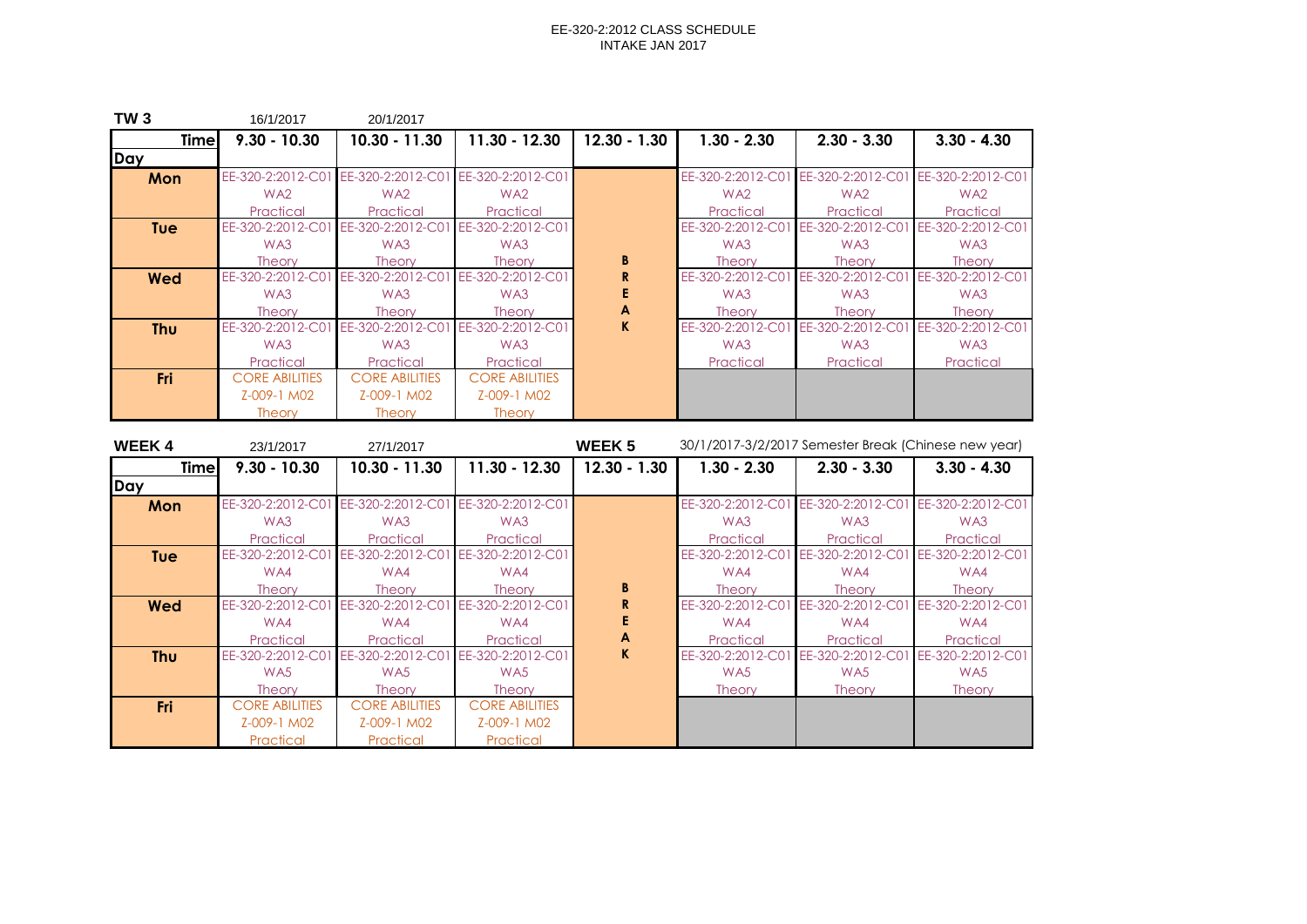EE-320-2:2012 CLASS SCHEDULE
INTAKE JAN 2017

**TW 3** 16/1/2017 20/1/2017

| Time / Day | 9.30 - 10.30 | 10.30 - 11.30 | 11.30 - 12.30 | 12.30 - 1.30 | 1.30 - 2.30 | 2.30 - 3.30 | 3.30 - 4.30 |
|---|---|---|---|---|---|---|---|
| Mon | EE-320-2:2012-C01 WA2 Practical | EE-320-2:2012-C01 WA2 Practical | EE-320-2:2012-C01 WA2 Practical | BREAK | EE-320-2:2012-C01 WA2 Practical | EE-320-2:2012-C01 WA2 Practical | EE-320-2:2012-C01 WA2 Practical |
| Tue | EE-320-2:2012-C01 WA3 Theory | EE-320-2:2012-C01 WA3 Theory | EE-320-2:2012-C01 WA3 Theory | | EE-320-2:2012-C01 WA3 Theory | EE-320-2:2012-C01 WA3 Theory | EE-320-2:2012-C01 WA3 Theory |
| Wed | EE-320-2:2012-C01 WA3 Theory | EE-320-2:2012-C01 WA3 Theory | EE-320-2:2012-C01 WA3 Theory | | EE-320-2:2012-C01 WA3 Theory | EE-320-2:2012-C01 WA3 Theory | EE-320-2:2012-C01 WA3 Theory |
| Thu | EE-320-2:2012-C01 WA3 Practical | EE-320-2:2012-C01 WA3 Practical | EE-320-2:2012-C01 WA3 Practical | | EE-320-2:2012-C01 WA3 Practical | EE-320-2:2012-C01 WA3 Practical | EE-320-2:2012-C01 WA3 Practical |
| Fri | CORE ABILITIES Z-009-1 M02 Theory | CORE ABILITIES Z-009-1 M02 Theory | CORE ABILITIES Z-009-1 M02 Theory | | | | |

**WEEK 4** 23/1/2017 27/1/2017 **WEEK 5** 30/1/2017-3/2/2017 Semester Break (Chinese new year)

| Time / Day | 9.30 - 10.30 | 10.30 - 11.30 | 11.30 - 12.30 | 12.30 - 1.30 | 1.30 - 2.30 | 2.30 - 3.30 | 3.30 - 4.30 |
|---|---|---|---|---|---|---|---|
| Mon | EE-320-2:2012-C01 WA3 Practical | EE-320-2:2012-C01 WA3 Practical | EE-320-2:2012-C01 WA3 Practical | BREAK | EE-320-2:2012-C01 WA3 Practical | EE-320-2:2012-C01 WA3 Practical | EE-320-2:2012-C01 WA3 Practical |
| Tue | EE-320-2:2012-C01 WA4 Theory | EE-320-2:2012-C01 WA4 Theory | EE-320-2:2012-C01 WA4 Theory | | EE-320-2:2012-C01 WA4 Theory | EE-320-2:2012-C01 WA4 Theory | EE-320-2:2012-C01 WA4 Theory |
| Wed | EE-320-2:2012-C01 WA4 Practical | EE-320-2:2012-C01 WA4 Practical | EE-320-2:2012-C01 WA4 Practical | | EE-320-2:2012-C01 WA4 Practical | EE-320-2:2012-C01 WA4 Practical | EE-320-2:2012-C01 WA4 Practical |
| Thu | EE-320-2:2012-C01 WA5 Theory | EE-320-2:2012-C01 WA5 Theory | EE-320-2:2012-C01 WA5 Theory | | EE-320-2:2012-C01 WA5 Theory | EE-320-2:2012-C01 WA5 Theory | EE-320-2:2012-C01 WA5 Theory |
| Fri | CORE ABILITIES Z-009-1 M02 Practical | CORE ABILITIES Z-009-1 M02 Practical | CORE ABILITIES Z-009-1 M02 Practical | | | | |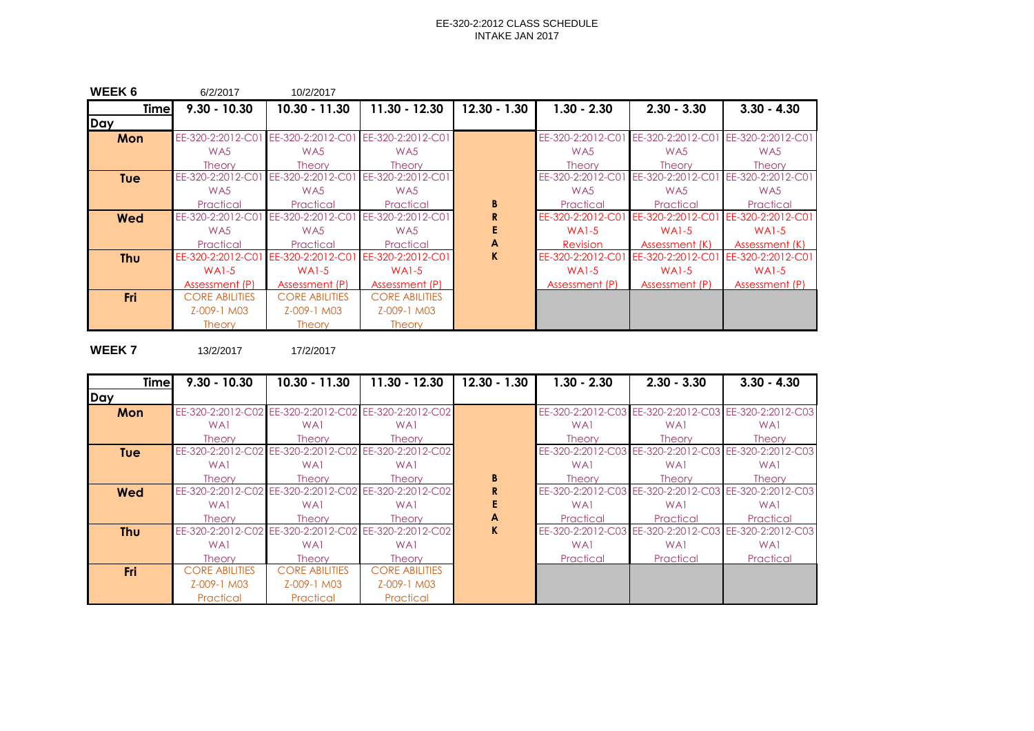EE-320-2:2012 CLASS SCHEDULE
INTAKE JAN 2017

**WEEK 6** 6/2/2017 10/2/2017

| Time / Day | 9.30 - 10.30 | 10.30 - 11.30 | 11.30 - 12.30 | 12.30 - 1.30 | 1.30 - 2.30 | 2.30 - 3.30 | 3.30 - 4.30 |
|---|---|---|---|---|---|---|---|
| **Mon** | EE-320-2:2012-C01 WA5 Theory | EE-320-2:2012-C01 WA5 Theory | EE-320-2:2012-C01 WA5 Theory | | EE-320-2:2012-C01 WA5 Theory | EE-320-2:2012-C01 WA5 Theory | EE-320-2:2012-C01 WA5 Theory |
| **Tue** | EE-320-2:2012-C01 WA5 Practical | EE-320-2:2012-C01 WA5 Practical | EE-320-2:2012-C01 WA5 Practical | B | EE-320-2:2012-C01 WA5 Practical | EE-320-2:2012-C01 WA5 Practical | EE-320-2:2012-C01 WA5 Practical |
| **Wed** | EE-320-2:2012-C01 WA5 Practical | EE-320-2:2012-C01 WA5 Practical | EE-320-2:2012-C01 WA5 Practical | R E A | EE-320-2:2012-C01 WA1-5 Revision | EE-320-2:2012-C01 WA1-5 Assessment (K) | EE-320-2:2012-C01 WA1-5 Assessment (K) |
| **Thu** | EE-320-2:2012-C01 WA1-5 Assessment (P) | EE-320-2:2012-C01 WA1-5 Assessment (P) | EE-320-2:2012-C01 WA1-5 Assessment (P) | K | EE-320-2:2012-C01 WA1-5 Assessment (P) | EE-320-2:2012-C01 WA1-5 Assessment (P) | EE-320-2:2012-C01 WA1-5 Assessment (P) |
| **Fri** | CORE ABILITIES Z-009-1 M03 Theory | CORE ABILITIES Z-009-1 M03 Theory | CORE ABILITIES Z-009-1 M03 Theory | | | | |

**WEEK 7** 13/2/2017 17/2/2017

| Time / Day | 9.30 - 10.30 | 10.30 - 11.30 | 11.30 - 12.30 | 12.30 - 1.30 | 1.30 - 2.30 | 2.30 - 3.30 | 3.30 - 4.30 |
|---|---|---|---|---|---|---|---|
| **Mon** | EE-320-2:2012-C02 WA1 Theory | EE-320-2:2012-C02 WA1 Theory | EE-320-2:2012-C02 WA1 Theory | | EE-320-2:2012-C03 WA1 Theory | EE-320-2:2012-C03 WA1 Theory | EE-320-2:2012-C03 WA1 Theory |
| **Tue** | EE-320-2:2012-C02 WA1 Theory | EE-320-2:2012-C02 WA1 Theory | EE-320-2:2012-C02 WA1 Theory | B | EE-320-2:2012-C03 WA1 Theory | EE-320-2:2012-C03 WA1 Theory | EE-320-2:2012-C03 WA1 Theory |
| **Wed** | EE-320-2:2012-C02 WA1 Theory | EE-320-2:2012-C02 WA1 Theory | EE-320-2:2012-C02 WA1 Theory | R E A | EE-320-2:2012-C03 WA1 Practical | EE-320-2:2012-C03 WA1 Practical | EE-320-2:2012-C03 WA1 Practical |
| **Thu** | EE-320-2:2012-C02 WA1 Theory | EE-320-2:2012-C02 WA1 Theory | EE-320-2:2012-C02 WA1 Theory | K | EE-320-2:2012-C03 WA1 Practical | EE-320-2:2012-C03 WA1 Practical | EE-320-2:2012-C03 WA1 Practical |
| **Fri** | CORE ABILITIES Z-009-1 M03 Practical | CORE ABILITIES Z-009-1 M03 Practical | CORE ABILITIES Z-009-1 M03 Practical | | | | |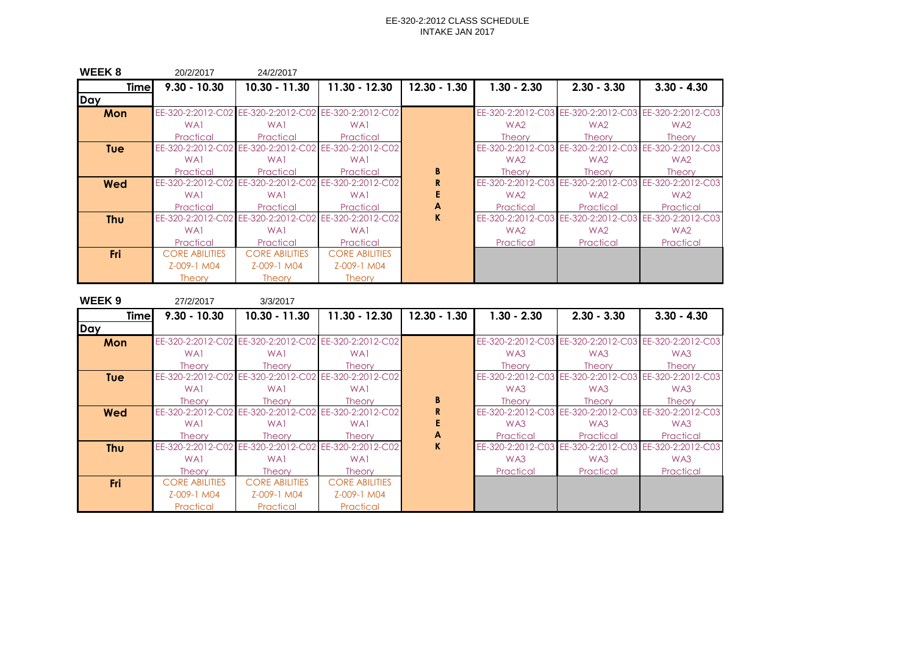EE-320-2:2012 CLASS SCHEDULE
INTAKE JAN 2017

**WEEK 8** 20/2/2017 24/2/2017

| Time / Day | 9.30 - 10.30 | 10.30 - 11.30 | 11.30 - 12.30 | 12.30 - 1.30 | 1.30 - 2.30 | 2.30 - 3.30 | 3.30 - 4.30 |
|---|---|---|---|---|---|---|---|
| **Mon** | EE-320-2:2012-C02 WA1 Practical | EE-320-2:2012-C02 WA1 Practical | EE-320-2:2012-C02 WA1 Practical | BREAK | EE-320-2:2012-C03 WA2 Theory | EE-320-2:2012-C03 WA2 Theory | EE-320-2:2012-C03 WA2 Theory |
| **Tue** | EE-320-2:2012-C02 WA1 Practical | EE-320-2:2012-C02 WA1 Practical | EE-320-2:2012-C02 WA1 Practical | BREAK | EE-320-2:2012-C03 WA2 Theory | EE-320-2:2012-C03 WA2 Theory | EE-320-2:2012-C03 WA2 Theory |
| **Wed** | EE-320-2:2012-C02 WA1 Practical | EE-320-2:2012-C02 WA1 Practical | EE-320-2:2012-C02 WA1 Practical | BREAK | EE-320-2:2012-C03 WA2 Practical | EE-320-2:2012-C03 WA2 Practical | EE-320-2:2012-C03 WA2 Practical |
| **Thu** | EE-320-2:2012-C02 WA1 Practical | EE-320-2:2012-C02 WA1 Practical | EE-320-2:2012-C02 WA1 Practical | BREAK | EE-320-2:2012-C03 WA2 Practical | EE-320-2:2012-C03 WA2 Practical | EE-320-2:2012-C03 WA2 Practical |
| **Fri** | CORE ABILITIES Z-009-1 M04 Theory | CORE ABILITIES Z-009-1 M04 Theory | CORE ABILITIES Z-009-1 M04 Theory | BREAK | | | |

**WEEK 9** 27/2/2017 3/3/2017

| Time / Day | 9.30 - 10.30 | 10.30 - 11.30 | 11.30 - 12.30 | 12.30 - 1.30 | 1.30 - 2.30 | 2.30 - 3.30 | 3.30 - 4.30 |
|---|---|---|---|---|---|---|---|
| **Mon** | EE-320-2:2012-C02 WA1 Theory | EE-320-2:2012-C02 WA1 Theory | EE-320-2:2012-C02 WA1 Theory | BREAK | EE-320-2:2012-C03 WA3 Theory | EE-320-2:2012-C03 WA3 Theory | EE-320-2:2012-C03 WA3 Theory |
| **Tue** | EE-320-2:2012-C02 WA1 Theory | EE-320-2:2012-C02 WA1 Theory | EE-320-2:2012-C02 WA1 Theory | BREAK | EE-320-2:2012-C03 WA3 Theory | EE-320-2:2012-C03 WA3 Theory | EE-320-2:2012-C03 WA3 Theory |
| **Wed** | EE-320-2:2012-C02 WA1 Theory | EE-320-2:2012-C02 WA1 Theory | EE-320-2:2012-C02 WA1 Theory | BREAK | EE-320-2:2012-C03 WA3 Practical | EE-320-2:2012-C03 WA3 Practical | EE-320-2:2012-C03 WA3 Practical |
| **Thu** | EE-320-2:2012-C02 WA1 Theory | EE-320-2:2012-C02 WA1 Theory | EE-320-2:2012-C02 WA1 Theory | BREAK | EE-320-2:2012-C03 WA3 Practical | EE-320-2:2012-C03 WA3 Practical | EE-320-2:2012-C03 WA3 Practical |
| **Fri** | CORE ABILITIES Z-009-1 M04 Practical | CORE ABILITIES Z-009-1 M04 Practical | CORE ABILITIES Z-009-1 M04 Practical | BREAK | | | |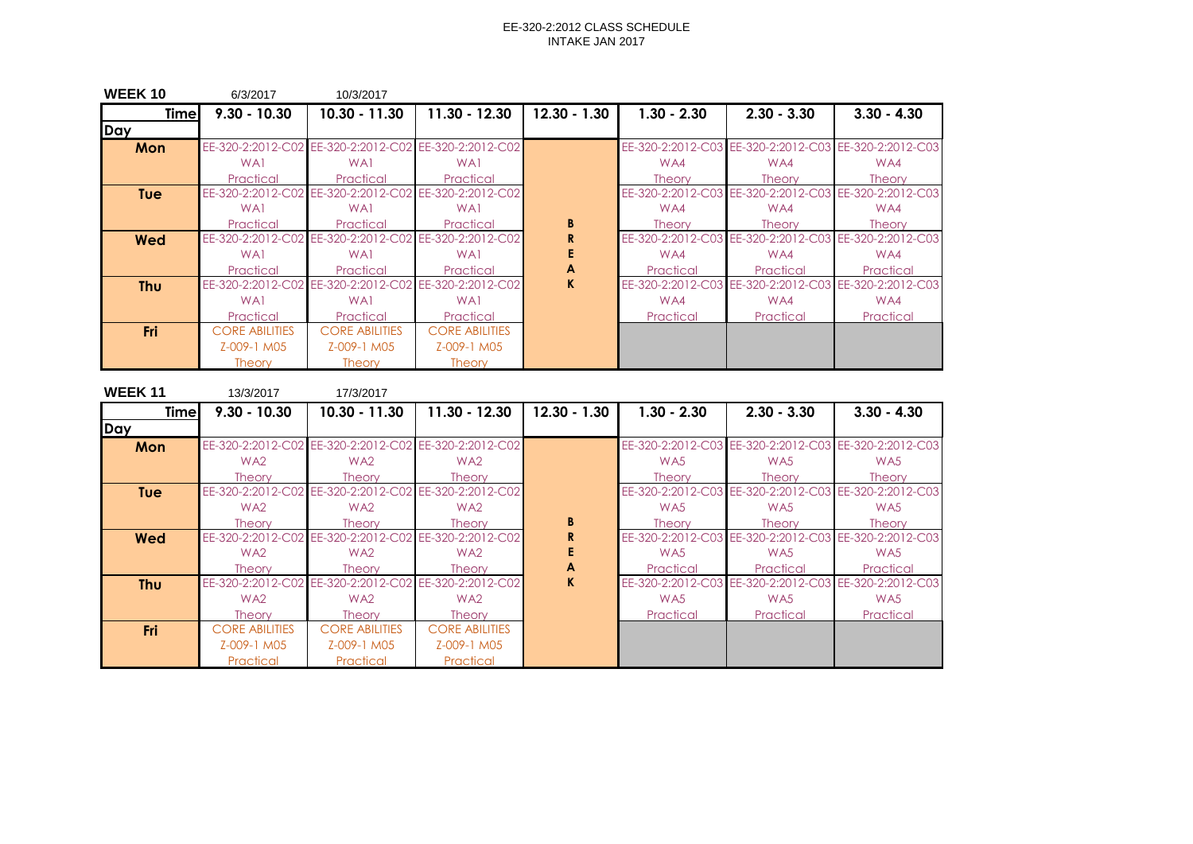EE-320-2:2012 CLASS SCHEDULE
INTAKE JAN 2017

**WEEK 10** 6/3/2017 10/3/2017

| Time / Day | 9.30 - 10.30 | 10.30 - 11.30 | 11.30 - 12.30 | 12.30 - 1.30 | 1.30 - 2.30 | 2.30 - 3.30 | 3.30 - 4.30 |
|---|---|---|---|---|---|---|---|
| **Mon** | EE-320-2:2012-C02 WA1 Practical | EE-320-2:2012-C02 WA1 Practical | EE-320-2:2012-C02 WA1 Practical | | EE-320-2:2012-C03 WA4 Theory | EE-320-2:2012-C03 WA4 Theory | EE-320-2:2012-C03 WA4 Theory |
| **Tue** | EE-320-2:2012-C02 WA1 Practical | EE-320-2:2012-C02 WA1 Practical | EE-320-2:2012-C02 WA1 Practical | B | EE-320-2:2012-C03 WA4 Theory | EE-320-2:2012-C03 WA4 Theory | EE-320-2:2012-C03 WA4 Theory |
| **Wed** | EE-320-2:2012-C02 WA1 Practical | EE-320-2:2012-C02 WA1 Practical | EE-320-2:2012-C02 WA1 Practical | R E A | EE-320-2:2012-C03 WA4 Practical | EE-320-2:2012-C03 WA4 Practical | EE-320-2:2012-C03 WA4 Practical |
| **Thu** | EE-320-2:2012-C02 WA1 Practical | EE-320-2:2012-C02 WA1 Practical | EE-320-2:2012-C02 WA1 Practical | K | EE-320-2:2012-C03 WA4 Practical | EE-320-2:2012-C03 WA4 Practical | EE-320-2:2012-C03 WA4 Practical |
| **Fri** | CORE ABILITIES Z-009-1 M05 Theory | CORE ABILITIES Z-009-1 M05 Theory | CORE ABILITIES Z-009-1 M05 Theory | | | | |

**WEEK 11** 13/3/2017 17/3/2017

| Time / Day | 9.30 - 10.30 | 10.30 - 11.30 | 11.30 - 12.30 | 12.30 - 1.30 | 1.30 - 2.30 | 2.30 - 3.30 | 3.30 - 4.30 |
|---|---|---|---|---|---|---|---|
| **Mon** | EE-320-2:2012-C02 WA2 Theory | EE-320-2:2012-C02 WA2 Theory | EE-320-2:2012-C02 WA2 Theory | | EE-320-2:2012-C03 WA5 Theory | EE-320-2:2012-C03 WA5 Theory | EE-320-2:2012-C03 WA5 Theory |
| **Tue** | EE-320-2:2012-C02 WA2 Theory | EE-320-2:2012-C02 WA2 Theory | EE-320-2:2012-C02 WA2 Theory | B | EE-320-2:2012-C03 WA5 Theory | EE-320-2:2012-C03 WA5 Theory | EE-320-2:2012-C03 WA5 Theory |
| **Wed** | EE-320-2:2012-C02 WA2 Theory | EE-320-2:2012-C02 WA2 Theory | EE-320-2:2012-C02 WA2 Theory | R E A | EE-320-2:2012-C03 WA5 Practical | EE-320-2:2012-C03 WA5 Practical | EE-320-2:2012-C03 WA5 Practical |
| **Thu** | EE-320-2:2012-C02 WA2 Theory | EE-320-2:2012-C02 WA2 Theory | EE-320-2:2012-C02 WA2 Theory | K | EE-320-2:2012-C03 WA5 Practical | EE-320-2:2012-C03 WA5 Practical | EE-320-2:2012-C03 WA5 Practical |
| **Fri** | CORE ABILITIES Z-009-1 M05 Practical | CORE ABILITIES Z-009-1 M05 Practical | CORE ABILITIES Z-009-1 M05 Practical | | | | |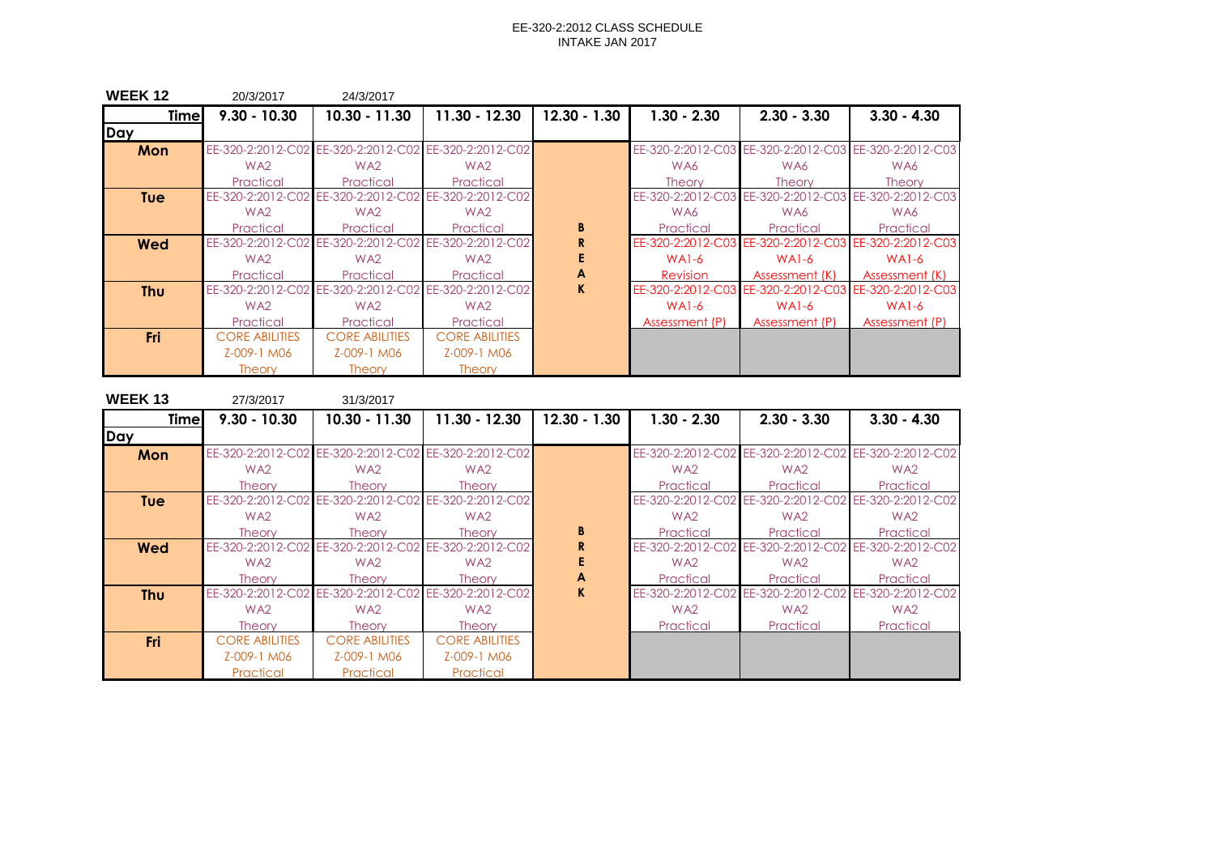EE-320-2:2012 CLASS SCHEDULE
INTAKE JAN 2017

**WEEK 12** 20/3/2017 24/3/2017

| Time / Day | 9.30 - 10.30 | 10.30 - 11.30 | 11.30 - 12.30 | 12.30 - 1.30 | 1.30 - 2.30 | 2.30 - 3.30 | 3.30 - 4.30 |
|---|---|---|---|---|---|---|---|
| **Mon** | EE-320-2:2012-C02 WA2 Practical | EE-320-2:2012-C02 WA2 Practical | EE-320-2:2012-C02 WA2 Practical | | EE-320-2:2012-C03 WA6 Theory | EE-320-2:2012-C03 WA6 Theory | EE-320-2:2012-C03 WA6 Theory |
| **Tue** | EE-320-2:2012-C02 WA2 Practical | EE-320-2:2012-C02 WA2 Practical | EE-320-2:2012-C02 WA2 Practical | B | EE-320-2:2012-C03 WA6 Practical | EE-320-2:2012-C03 WA6 Practical | EE-320-2:2012-C03 WA6 Practical |
| **Wed** | EE-320-2:2012-C02 WA2 Practical | EE-320-2:2012-C02 WA2 Practical | EE-320-2:2012-C02 WA2 Practical | R E A | EE-320-2:2012-C03 WA1-6 Revision | EE-320-2:2012-C03 WA1-6 Assessment (K) | EE-320-2:2012-C03 WA1-6 Assessment (K) |
| **Thu** | EE-320-2:2012-C02 WA2 Practical | EE-320-2:2012-C02 WA2 Practical | EE-320-2:2012-C02 WA2 Practical | K | EE-320-2:2012-C03 WA1-6 Assessment (P) | EE-320-2:2012-C03 WA1-6 Assessment (P) | EE-320-2:2012-C03 WA1-6 Assessment (P) |
| **Fri** | CORE ABILITIES Z-009-1 M06 Theory | CORE ABILITIES Z-009-1 M06 Theory | CORE ABILITIES Z-009-1 M06 Theory | | | | |

**WEEK 13** 27/3/2017 31/3/2017

| Time / Day | 9.30 - 10.30 | 10.30 - 11.30 | 11.30 - 12.30 | 12.30 - 1.30 | 1.30 - 2.30 | 2.30 - 3.30 | 3.30 - 4.30 |
|---|---|---|---|---|---|---|---|
| **Mon** | EE-320-2:2012-C02 WA2 Theory | EE-320-2:2012-C02 WA2 Theory | EE-320-2:2012-C02 WA2 Theory | | EE-320-2:2012-C02 WA2 Practical | EE-320-2:2012-C02 WA2 Practical | EE-320-2:2012-C02 WA2 Practical |
| **Tue** | EE-320-2:2012-C02 WA2 Theory | EE-320-2:2012-C02 WA2 Theory | EE-320-2:2012-C02 WA2 Theory | B | EE-320-2:2012-C02 WA2 Practical | EE-320-2:2012-C02 WA2 Practical | EE-320-2:2012-C02 WA2 Practical |
| **Wed** | EE-320-2:2012-C02 WA2 Theory | EE-320-2:2012-C02 WA2 Theory | EE-320-2:2012-C02 WA2 Theory | R E A | EE-320-2:2012-C02 WA2 Practical | EE-320-2:2012-C02 WA2 Practical | EE-320-2:2012-C02 WA2 Practical |
| **Thu** | EE-320-2:2012-C02 WA2 Theory | EE-320-2:2012-C02 WA2 Theory | EE-320-2:2012-C02 WA2 Theory | K | EE-320-2:2012-C02 WA2 Practical | EE-320-2:2012-C02 WA2 Practical | EE-320-2:2012-C02 WA2 Practical |
| **Fri** | CORE ABILITIES Z-009-1 M06 Practical | CORE ABILITIES Z-009-1 M06 Practical | CORE ABILITIES Z-009-1 M06 Practical | | | | |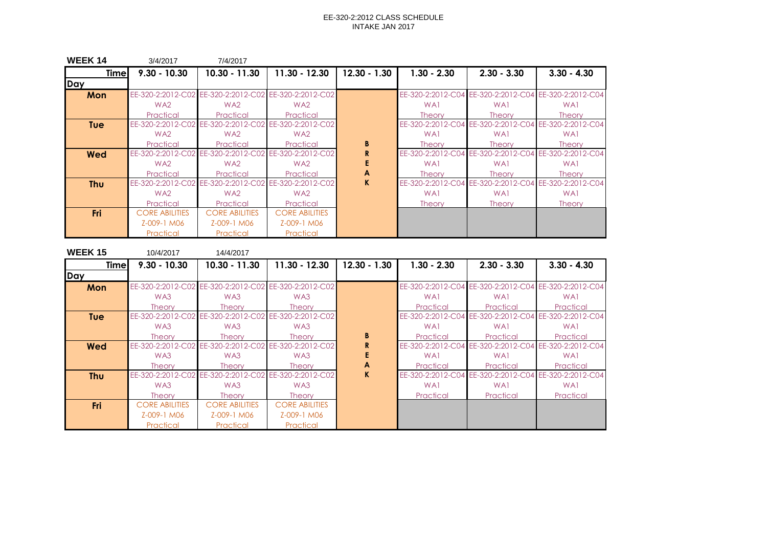# EE-320-2:2012 CLASS SCHEDULE
## INTAKE JAN 2017

**WEEK 14** 3/4/2017 7/4/2017

| Day \ Time | 9.30 - 10.30 | 10.30 - 11.30 | 11.30 - 12.30 | 12.30 - 1.30 | 1.30 - 2.30 | 2.30 - 3.30 | 3.30 - 4.30 |
|---|---|---|---|---|---|---|---|
| **Mon** | EE-320-2:2012-C02 WA2 Practical | EE-320-2:2012-C02 WA2 Practical | EE-320-2:2012-C02 WA2 Practical | | EE-320-2:2012-C04 WA1 Theory | EE-320-2:2012-C04 WA1 Theory | EE-320-2:2012-C04 WA1 Theory |
| **Tue** | EE-320-2:2012-C02 WA2 Practical | EE-320-2:2012-C02 WA2 Practical | EE-320-2:2012-C02 WA2 Practical | B | EE-320-2:2012-C04 WA1 Theory | EE-320-2:2012-C04 WA1 Theory | EE-320-2:2012-C04 WA1 Theory |
| **Wed** | EE-320-2:2012-C02 WA2 Practical | EE-320-2:2012-C02 WA2 Practical | EE-320-2:2012-C02 WA2 Practical | R E A | EE-320-2:2012-C04 WA1 Theory | EE-320-2:2012-C04 WA1 Theory | EE-320-2:2012-C04 WA1 Theory |
| **Thu** | EE-320-2:2012-C02 WA2 Practical | EE-320-2:2012-C02 WA2 Practical | EE-320-2:2012-C02 WA2 Practical | K | EE-320-2:2012-C04 WA1 Theory | EE-320-2:2012-C04 WA1 Theory | EE-320-2:2012-C04 WA1 Theory |
| **Fri** | CORE ABILITIES Z-009-1 M06 Practical | CORE ABILITIES Z-009-1 M06 Practical | CORE ABILITIES Z-009-1 M06 Practical | | | | |

**WEEK 15** 10/4/2017 14/4/2017

| Day \ Time | 9.30 - 10.30 | 10.30 - 11.30 | 11.30 - 12.30 | 12.30 - 1.30 | 1.30 - 2.30 | 2.30 - 3.30 | 3.30 - 4.30 |
|---|---|---|---|---|---|---|---|
| **Mon** | EE-320-2:2012-C02 WA3 Theory | EE-320-2:2012-C02 WA3 Theory | EE-320-2:2012-C02 WA3 Theory | | EE-320-2:2012-C04 WA1 Practical | EE-320-2:2012-C04 WA1 Practical | EE-320-2:2012-C04 WA1 Practical |
| **Tue** | EE-320-2:2012-C02 WA3 Theory | EE-320-2:2012-C02 WA3 Theory | EE-320-2:2012-C02 WA3 Theory | B | EE-320-2:2012-C04 WA1 Practical | EE-320-2:2012-C04 WA1 Practical | EE-320-2:2012-C04 WA1 Practical |
| **Wed** | EE-320-2:2012-C02 WA3 Theory | EE-320-2:2012-C02 WA3 Theory | EE-320-2:2012-C02 WA3 Theory | R E A | EE-320-2:2012-C04 WA1 Practical | EE-320-2:2012-C04 WA1 Practical | EE-320-2:2012-C04 WA1 Practical |
| **Thu** | EE-320-2:2012-C02 WA3 Theory | EE-320-2:2012-C02 WA3 Theory | EE-320-2:2012-C02 WA3 Theory | K | EE-320-2:2012-C04 WA1 Practical | EE-320-2:2012-C04 WA1 Practical | EE-320-2:2012-C04 WA1 Practical |
| **Fri** | CORE ABILITIES Z-009-1 M06 Practical | CORE ABILITIES Z-009-1 M06 Practical | CORE ABILITIES Z-009-1 M06 Practical | | | | |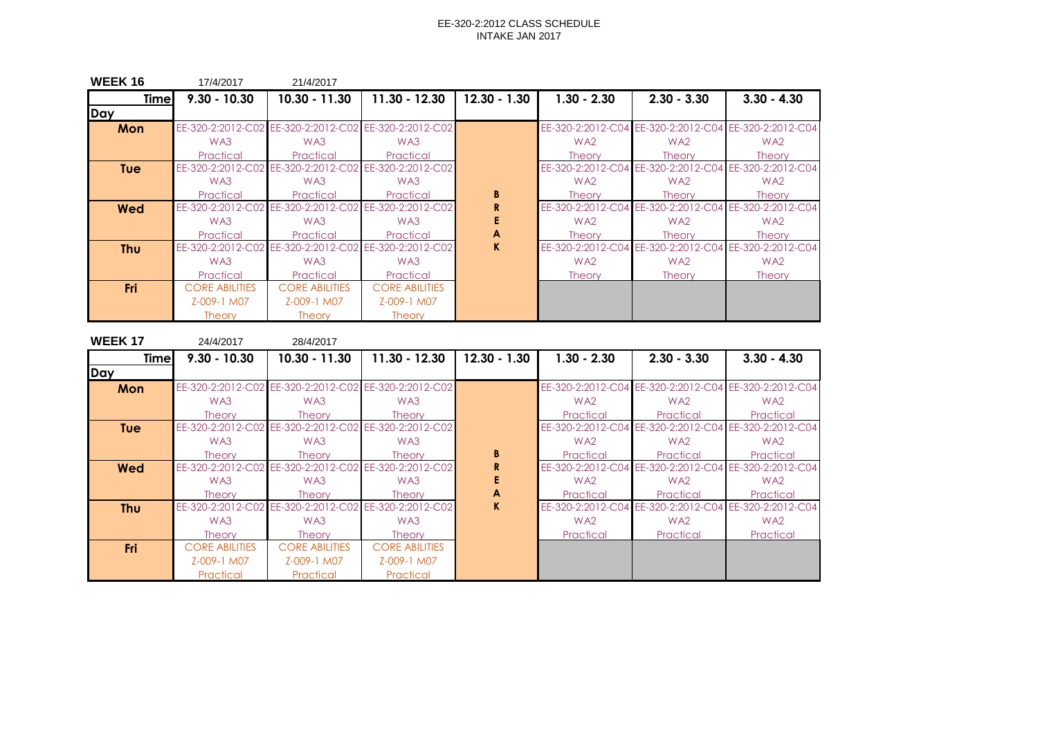EE-320-2:2012 CLASS SCHEDULE
INTAKE JAN 2017

**WEEK 16** 17/4/2017 21/4/2017

| Time / Day | 9.30 - 10.30 | 10.30 - 11.30 | 11.30 - 12.30 | 12.30 - 1.30 | 1.30 - 2.30 | 2.30 - 3.30 | 3.30 - 4.30 |
|---|---|---|---|---|---|---|---|
| Mon | EE-320-2:2012-C02 WA3 Practical | EE-320-2:2012-C02 WA3 Practical | EE-320-2:2012-C02 WA3 Practical | | EE-320-2:2012-C04 WA2 Theory | EE-320-2:2012-C04 WA2 Theory | EE-320-2:2012-C04 WA2 Theory |
| Tue | EE-320-2:2012-C02 WA3 Practical | EE-320-2:2012-C02 WA3 Practical | EE-320-2:2012-C02 WA3 Practical | B | EE-320-2:2012-C04 WA2 Theory | EE-320-2:2012-C04 WA2 Theory | EE-320-2:2012-C04 WA2 Theory |
| Wed | EE-320-2:2012-C02 WA3 Practical | EE-320-2:2012-C02 WA3 Practical | EE-320-2:2012-C02 WA3 Practical | R E A | EE-320-2:2012-C04 WA2 Theory | EE-320-2:2012-C04 WA2 Theory | EE-320-2:2012-C04 WA2 Theory |
| Thu | EE-320-2:2012-C02 WA3 Practical | EE-320-2:2012-C02 WA3 Practical | EE-320-2:2012-C02 WA3 Practical | K | EE-320-2:2012-C04 WA2 Theory | EE-320-2:2012-C04 WA2 Theory | EE-320-2:2012-C04 WA2 Theory |
| Fri | CORE ABILITIES Z-009-1 M07 Theory | CORE ABILITIES Z-009-1 M07 Theory | CORE ABILITIES Z-009-1 M07 Theory | | | | |

**WEEK 17** 24/4/2017 28/4/2017

| Time / Day | 9.30 - 10.30 | 10.30 - 11.30 | 11.30 - 12.30 | 12.30 - 1.30 | 1.30 - 2.30 | 2.30 - 3.30 | 3.30 - 4.30 |
|---|---|---|---|---|---|---|---|
| Mon | EE-320-2:2012-C02 WA3 Theory | EE-320-2:2012-C02 WA3 Theory | EE-320-2:2012-C02 WA3 Theory | | EE-320-2:2012-C04 WA2 Practical | EE-320-2:2012-C04 WA2 Practical | EE-320-2:2012-C04 WA2 Practical |
| Tue | EE-320-2:2012-C02 WA3 Theory | EE-320-2:2012-C02 WA3 Theory | EE-320-2:2012-C02 WA3 Theory | B | EE-320-2:2012-C04 WA2 Practical | EE-320-2:2012-C04 WA2 Practical | EE-320-2:2012-C04 WA2 Practical |
| Wed | EE-320-2:2012-C02 WA3 Theory | EE-320-2:2012-C02 WA3 Theory | EE-320-2:2012-C02 WA3 Theory | R E A | EE-320-2:2012-C04 WA2 Practical | EE-320-2:2012-C04 WA2 Practical | EE-320-2:2012-C04 WA2 Practical |
| Thu | EE-320-2:2012-C02 WA3 Theory | EE-320-2:2012-C02 WA3 Theory | EE-320-2:2012-C02 WA3 Theory | K | EE-320-2:2012-C04 WA2 Practical | EE-320-2:2012-C04 WA2 Practical | EE-320-2:2012-C04 WA2 Practical |
| Fri | CORE ABILITIES Z-009-1 M07 Practical | CORE ABILITIES Z-009-1 M07 Practical | CORE ABILITIES Z-009-1 M07 Practical | | | | |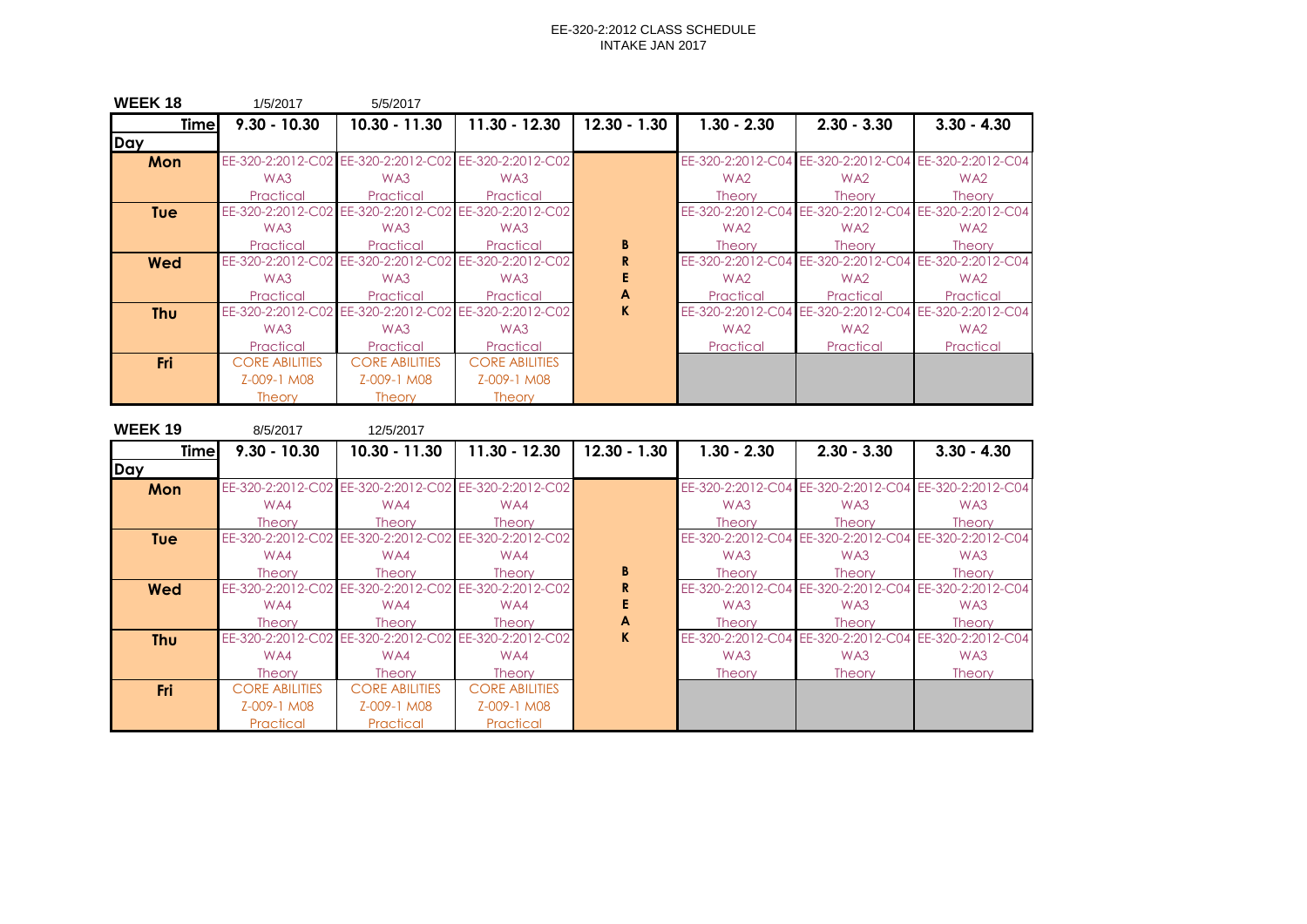EE-320-2:2012 CLASS SCHEDULE
INTAKE JAN 2017

**WEEK 18** 1/5/2017 5/5/2017

| Time / Day | 9.30 - 10.30 | 10.30 - 11.30 | 11.30 - 12.30 | 12.30 - 1.30 | 1.30 - 2.30 | 2.30 - 3.30 | 3.30 - 4.30 |
|---|---|---|---|---|---|---|---|
| **Mon** | EE-320-2:2012-C02 WA3 Practical | EE-320-2:2012-C02 WA3 Practical | EE-320-2:2012-C02 WA3 Practical | BREAK | EE-320-2:2012-C04 WA2 Theory | EE-320-2:2012-C04 WA2 Theory | EE-320-2:2012-C04 WA2 Theory |
| **Tue** | EE-320-2:2012-C02 WA3 Practical | EE-320-2:2012-C02 WA3 Practical | EE-320-2:2012-C02 WA3 Practical | BREAK | EE-320-2:2012-C04 WA2 Theory | EE-320-2:2012-C04 WA2 Theory | EE-320-2:2012-C04 WA2 Theory |
| **Wed** | EE-320-2:2012-C02 WA3 Practical | EE-320-2:2012-C02 WA3 Practical | EE-320-2:2012-C02 WA3 Practical | BREAK | EE-320-2:2012-C04 WA2 Practical | EE-320-2:2012-C04 WA2 Practical | EE-320-2:2012-C04 WA2 Practical |
| **Thu** | EE-320-2:2012-C02 WA3 Practical | EE-320-2:2012-C02 WA3 Practical | EE-320-2:2012-C02 WA3 Practical | BREAK | EE-320-2:2012-C04 WA2 Practical | EE-320-2:2012-C04 WA2 Practical | EE-320-2:2012-C04 WA2 Practical |
| **Fri** | CORE ABILITIES Z-009-1 M08 Theory | CORE ABILITIES Z-009-1 M08 Theory | CORE ABILITIES Z-009-1 M08 Theory | BREAK | | | |

**WEEK 19** 8/5/2017 12/5/2017

| Time / Day | 9.30 - 10.30 | 10.30 - 11.30 | 11.30 - 12.30 | 12.30 - 1.30 | 1.30 - 2.30 | 2.30 - 3.30 | 3.30 - 4.30 |
|---|---|---|---|---|---|---|---|
| **Mon** | EE-320-2:2012-C02 WA4 Theory | EE-320-2:2012-C02 WA4 Theory | EE-320-2:2012-C02 WA4 Theory | BREAK | EE-320-2:2012-C04 WA3 Theory | EE-320-2:2012-C04 WA3 Theory | EE-320-2:2012-C04 WA3 Theory |
| **Tue** | EE-320-2:2012-C02 WA4 Theory | EE-320-2:2012-C02 WA4 Theory | EE-320-2:2012-C02 WA4 Theory | BREAK | EE-320-2:2012-C04 WA3 Theory | EE-320-2:2012-C04 WA3 Theory | EE-320-2:2012-C04 WA3 Theory |
| **Wed** | EE-320-2:2012-C02 WA4 Theory | EE-320-2:2012-C02 WA4 Theory | EE-320-2:2012-C02 WA4 Theory | BREAK | EE-320-2:2012-C04 WA3 Theory | EE-320-2:2012-C04 WA3 Theory | EE-320-2:2012-C04 WA3 Theory |
| **Thu** | EE-320-2:2012-C02 WA4 Theory | EE-320-2:2012-C02 WA4 Theory | EE-320-2:2012-C02 WA4 Theory | BREAK | EE-320-2:2012-C04 WA3 Theory | EE-320-2:2012-C04 WA3 Theory | EE-320-2:2012-C04 WA3 Theory |
| **Fri** | CORE ABILITIES Z-009-1 M08 Practical | CORE ABILITIES Z-009-1 M08 Practical | CORE ABILITIES Z-009-1 M08 Practical | BREAK | | | |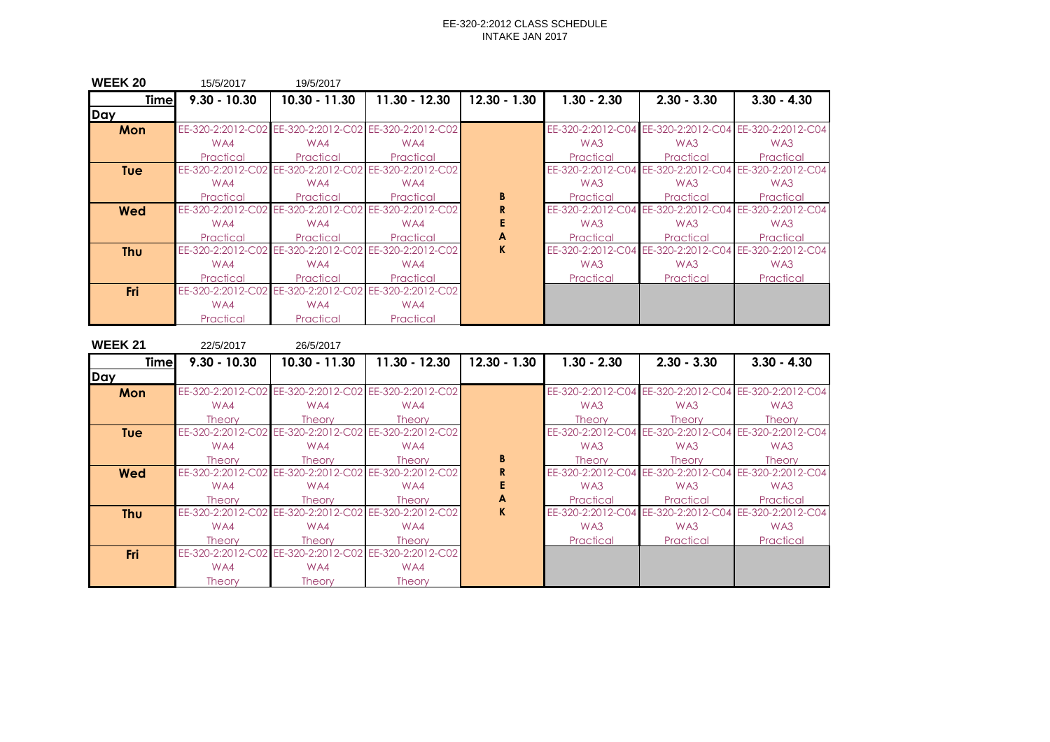EE-320-2:2012 CLASS SCHEDULE
INTAKE JAN 2017

**WEEK 20** 15/5/2017 19/5/2017

| Time / Day | 9.30 - 10.30 | 10.30 - 11.30 | 11.30 - 12.30 | 12.30 - 1.30 | 1.30 - 2.30 | 2.30 - 3.30 | 3.30 - 4.30 |
|---|---|---|---|---|---|---|---|
| Mon | EE-320-2:2012-C02 WA4 Practical | EE-320-2:2012-C02 WA4 Practical | EE-320-2:2012-C02 WA4 Practical | BREAK | EE-320-2:2012-C04 WA3 Practical | EE-320-2:2012-C04 WA3 Practical | EE-320-2:2012-C04 WA3 Practical |
| Tue | EE-320-2:2012-C02 WA4 Practical | EE-320-2:2012-C02 WA4 Practical | EE-320-2:2012-C02 WA4 Practical | BREAK | EE-320-2:2012-C04 WA3 Practical | EE-320-2:2012-C04 WA3 Practical | EE-320-2:2012-C04 WA3 Practical |
| Wed | EE-320-2:2012-C02 WA4 Practical | EE-320-2:2012-C02 WA4 Practical | EE-320-2:2012-C02 WA4 Practical | BREAK | EE-320-2:2012-C04 WA3 Practical | EE-320-2:2012-C04 WA3 Practical | EE-320-2:2012-C04 WA3 Practical |
| Thu | EE-320-2:2012-C02 WA4 Practical | EE-320-2:2012-C02 WA4 Practical | EE-320-2:2012-C02 WA4 Practical | BREAK | EE-320-2:2012-C04 WA3 Practical | EE-320-2:2012-C04 WA3 Practical | EE-320-2:2012-C04 WA3 Practical |
| Fri | EE-320-2:2012-C02 WA4 Practical | EE-320-2:2012-C02 WA4 Practical | EE-320-2:2012-C02 WA4 Practical | BREAK | | | |

**WEEK 21** 22/5/2017 26/5/2017

| Time / Day | 9.30 - 10.30 | 10.30 - 11.30 | 11.30 - 12.30 | 12.30 - 1.30 | 1.30 - 2.30 | 2.30 - 3.30 | 3.30 - 4.30 |
|---|---|---|---|---|---|---|---|
| Mon | EE-320-2:2012-C02 WA4 Theory | EE-320-2:2012-C02 WA4 Theory | EE-320-2:2012-C02 WA4 Theory | BREAK | EE-320-2:2012-C04 WA3 Theory | EE-320-2:2012-C04 WA3 Theory | EE-320-2:2012-C04 WA3 Theory |
| Tue | EE-320-2:2012-C02 WA4 Theory | EE-320-2:2012-C02 WA4 Theory | EE-320-2:2012-C02 WA4 Theory | BREAK | EE-320-2:2012-C04 WA3 Theory | EE-320-2:2012-C04 WA3 Theory | EE-320-2:2012-C04 WA3 Theory |
| Wed | EE-320-2:2012-C02 WA4 Theory | EE-320-2:2012-C02 WA4 Theory | EE-320-2:2012-C02 WA4 Theory | BREAK | EE-320-2:2012-C04 WA3 Practical | EE-320-2:2012-C04 WA3 Practical | EE-320-2:2012-C04 WA3 Practical |
| Thu | EE-320-2:2012-C02 WA4 Theory | EE-320-2:2012-C02 WA4 Theory | EE-320-2:2012-C02 WA4 Theory | BREAK | EE-320-2:2012-C04 WA3 Practical | EE-320-2:2012-C04 WA3 Practical | EE-320-2:2012-C04 WA3 Practical |
| Fri | EE-320-2:2012-C02 WA4 Theory | EE-320-2:2012-C02 WA4 Theory | EE-320-2:2012-C02 WA4 Theory | BREAK | | | |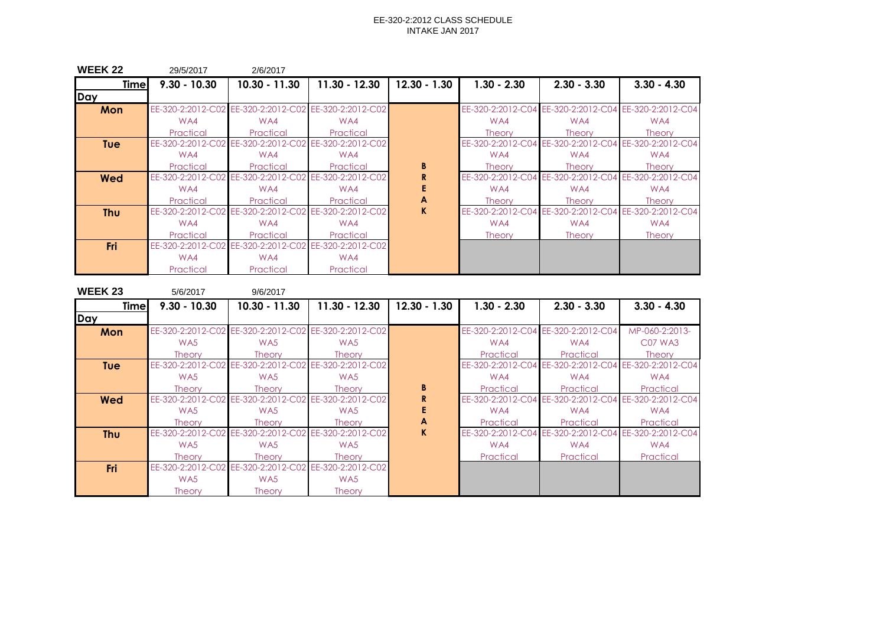EE-320-2:2012 CLASS SCHEDULE
INTAKE JAN 2017

**WEEK 22** 29/5/2017 2/6/2017

| Time / Day | 9.30 - 10.30 | 10.30 - 11.30 | 11.30 - 12.30 | 12.30 - 1.30 | 1.30 - 2.30 | 2.30 - 3.30 | 3.30 - 4.30 |
|---|---|---|---|---|---|---|---|
| **Mon** | EE-320-2:2012-C02 WA4 Practical | EE-320-2:2012-C02 WA4 Practical | EE-320-2:2012-C02 WA4 Practical | BREAK | EE-320-2:2012-C04 WA4 Theory | EE-320-2:2012-C04 WA4 Theory | EE-320-2:2012-C04 WA4 Theory |
| **Tue** | EE-320-2:2012-C02 WA4 Practical | EE-320-2:2012-C02 WA4 Practical | EE-320-2:2012-C02 WA4 Practical | BREAK | EE-320-2:2012-C04 WA4 Theory | EE-320-2:2012-C04 WA4 Theory | EE-320-2:2012-C04 WA4 Theory |
| **Wed** | EE-320-2:2012-C02 WA4 Practical | EE-320-2:2012-C02 WA4 Practical | EE-320-2:2012-C02 WA4 Practical | BREAK | EE-320-2:2012-C04 WA4 Theory | EE-320-2:2012-C04 WA4 Theory | EE-320-2:2012-C04 WA4 Theory |
| **Thu** | EE-320-2:2012-C02 WA4 Practical | EE-320-2:2012-C02 WA4 Practical | EE-320-2:2012-C02 WA4 Practical | BREAK | EE-320-2:2012-C04 WA4 Theory | EE-320-2:2012-C04 WA4 Theory | EE-320-2:2012-C04 WA4 Theory |
| **Fri** | EE-320-2:2012-C02 WA4 Practical | EE-320-2:2012-C02 WA4 Practical | EE-320-2:2012-C02 WA4 Practical | BREAK | | | |

**WEEK 23** 5/6/2017 9/6/2017

| Time / Day | 9.30 - 10.30 | 10.30 - 11.30 | 11.30 - 12.30 | 12.30 - 1.30 | 1.30 - 2.30 | 2.30 - 3.30 | 3.30 - 4.30 |
|---|---|---|---|---|---|---|---|
| **Mon** | EE-320-2:2012-C02 WA5 Theory | EE-320-2:2012-C02 WA5 Theory | EE-320-2:2012-C02 WA5 Theory | BREAK | EE-320-2:2012-C04 WA4 Practical | EE-320-2:2012-C04 WA4 Practical | MP-060-2:2013-C07 WA3 Theory |
| **Tue** | EE-320-2:2012-C02 WA5 Theory | EE-320-2:2012-C02 WA5 Theory | EE-320-2:2012-C02 WA5 Theory | BREAK | EE-320-2:2012-C04 WA4 Practical | EE-320-2:2012-C04 WA4 Practical | EE-320-2:2012-C04 WA4 Practical |
| **Wed** | EE-320-2:2012-C02 WA5 Theory | EE-320-2:2012-C02 WA5 Theory | EE-320-2:2012-C02 WA5 Theory | BREAK | EE-320-2:2012-C04 WA4 Practical | EE-320-2:2012-C04 WA4 Practical | EE-320-2:2012-C04 WA4 Practical |
| **Thu** | EE-320-2:2012-C02 WA5 Theory | EE-320-2:2012-C02 WA5 Theory | EE-320-2:2012-C02 WA5 Theory | BREAK | EE-320-2:2012-C04 WA4 Practical | EE-320-2:2012-C04 WA4 Practical | EE-320-2:2012-C04 WA4 Practical |
| **Fri** | EE-320-2:2012-C02 WA5 Theory | EE-320-2:2012-C02 WA5 Theory | EE-320-2:2012-C02 WA5 Theory | BREAK | | | |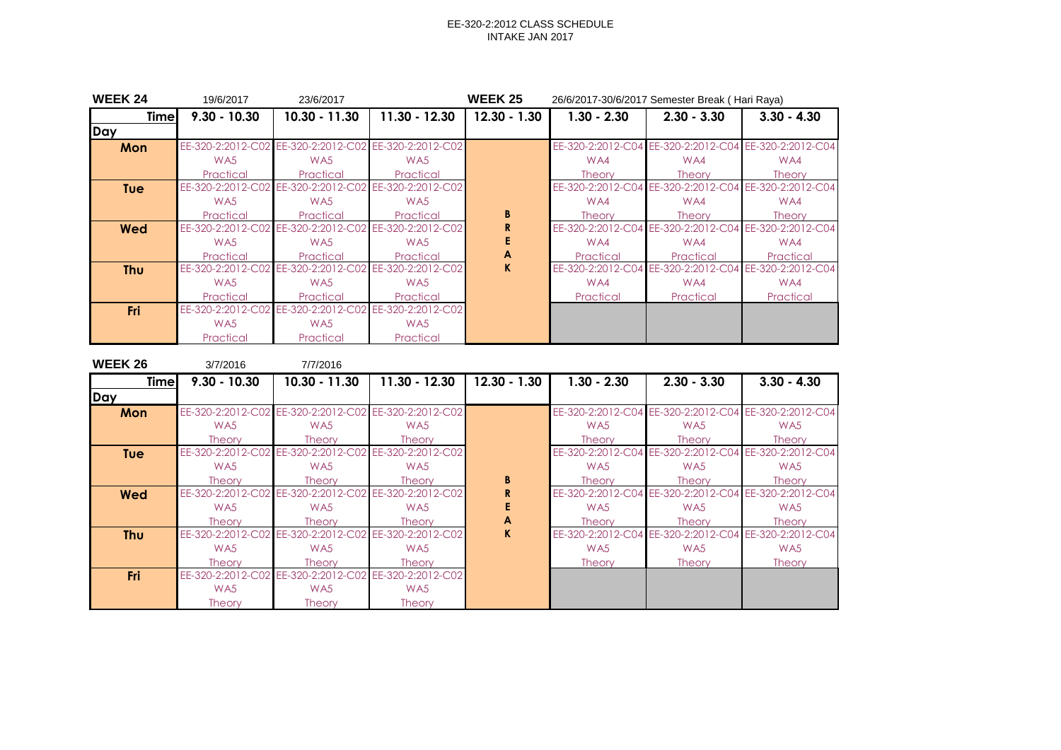EE-320-2:2012 CLASS SCHEDULE
INTAKE JAN 2017

**WEEK 24** 19/6/2017 23/6/2017 **WEEK 25** 26/6/2017-30/6/2017 Semester Break ( Hari Raya)

| Time / Day | 9.30 - 10.30 | 10.30 - 11.30 | 11.30 - 12.30 | 12.30 - 1.30 | 1.30 - 2.30 | 2.30 - 3.30 | 3.30 - 4.30 |
|---|---|---|---|---|---|---|---|
| **Mon** | EE-320-2:2012-C02 WA5 Practical | EE-320-2:2012-C02 WA5 Practical | EE-320-2:2012-C02 WA5 Practical | | EE-320-2:2012-C04 WA4 Theory | EE-320-2:2012-C04 WA4 Theory | EE-320-2:2012-C04 WA4 Theory |
| **Tue** | EE-320-2:2012-C02 WA5 Practical | EE-320-2:2012-C02 WA5 Practical | EE-320-2:2012-C02 WA5 Practical | B | EE-320-2:2012-C04 WA4 Theory | EE-320-2:2012-C04 WA4 Theory | EE-320-2:2012-C04 WA4 Theory |
| **Wed** | EE-320-2:2012-C02 WA5 Practical | EE-320-2:2012-C02 WA5 Practical | EE-320-2:2012-C02 WA5 Practical | R E A | EE-320-2:2012-C04 WA4 Practical | EE-320-2:2012-C04 WA4 Practical | EE-320-2:2012-C04 WA4 Practical |
| **Thu** | EE-320-2:2012-C02 WA5 Practical | EE-320-2:2012-C02 WA5 Practical | EE-320-2:2012-C02 WA5 Practical | K | EE-320-2:2012-C04 WA4 Practical | EE-320-2:2012-C04 WA4 Practical | EE-320-2:2012-C04 WA4 Practical |
| **Fri** | EE-320-2:2012-C02 WA5 Practical | EE-320-2:2012-C02 WA5 Practical | EE-320-2:2012-C02 WA5 Practical | | | | |

**WEEK 26** 3/7/2016 7/7/2016

| Time / Day | 9.30 - 10.30 | 10.30 - 11.30 | 11.30 - 12.30 | 12.30 - 1.30 | 1.30 - 2.30 | 2.30 - 3.30 | 3.30 - 4.30 |
|---|---|---|---|---|---|---|---|
| **Mon** | EE-320-2:2012-C02 WA5 Theory | EE-320-2:2012-C02 WA5 Theory | EE-320-2:2012-C02 WA5 Theory | | EE-320-2:2012-C04 WA5 Theory | EE-320-2:2012-C04 WA5 Theory | EE-320-2:2012-C04 WA5 Theory |
| **Tue** | EE-320-2:2012-C02 WA5 Theory | EE-320-2:2012-C02 WA5 Theory | EE-320-2:2012-C02 WA5 Theory | B | EE-320-2:2012-C04 WA5 Theory | EE-320-2:2012-C04 WA5 Theory | EE-320-2:2012-C04 WA5 Theory |
| **Wed** | EE-320-2:2012-C02 WA5 Theory | EE-320-2:2012-C02 WA5 Theory | EE-320-2:2012-C02 WA5 Theory | R E A | EE-320-2:2012-C04 WA5 Theory | EE-320-2:2012-C04 WA5 Theory | EE-320-2:2012-C04 WA5 Theory |
| **Thu** | EE-320-2:2012-C02 WA5 Theory | EE-320-2:2012-C02 WA5 Theory | EE-320-2:2012-C02 WA5 Theory | K | EE-320-2:2012-C04 WA5 Theory | EE-320-2:2012-C04 WA5 Theory | EE-320-2:2012-C04 WA5 Theory |
| **Fri** | EE-320-2:2012-C02 WA5 Theory | EE-320-2:2012-C02 WA5 Theory | EE-320-2:2012-C02 WA5 Theory | | | | |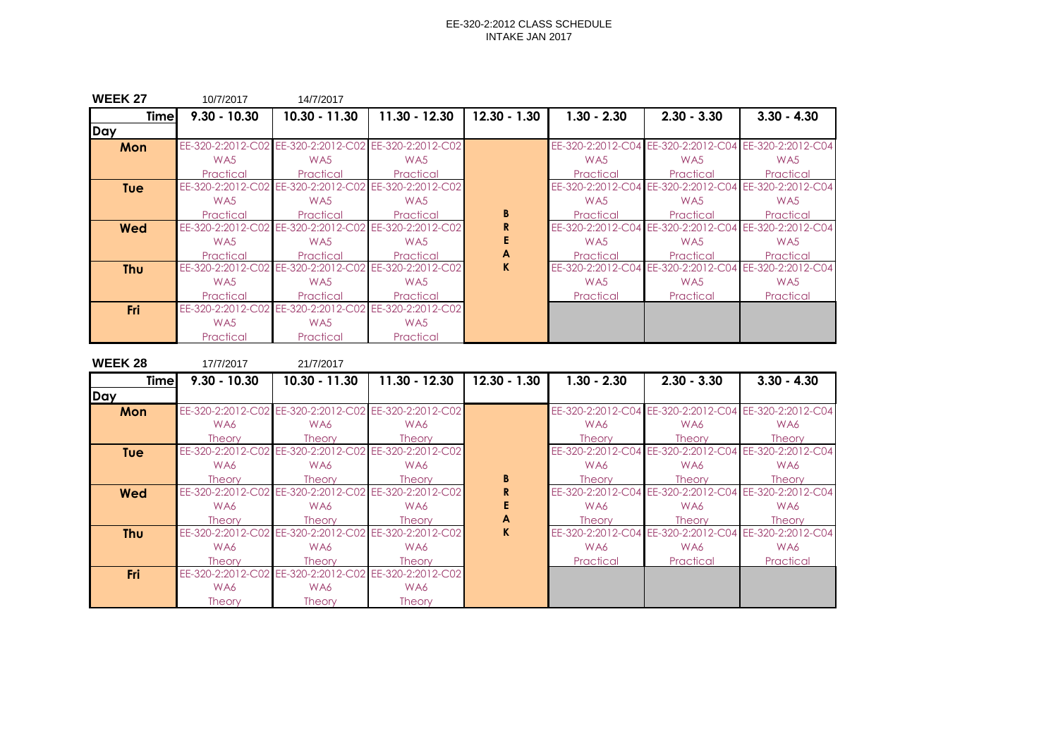EE-320-2:2012 CLASS SCHEDULE
INTAKE JAN 2017

**WEEK 27** 10/7/2017 14/7/2017

| Time / Day | 9.30 - 10.30 | 10.30 - 11.30 | 11.30 - 12.30 | 12.30 - 1.30 | 1.30 - 2.30 | 2.30 - 3.30 | 3.30 - 4.30 |
|---|---|---|---|---|---|---|---|
| Mon | EE-320-2:2012-C02 WA5 Practical | EE-320-2:2012-C02 WA5 Practical | EE-320-2:2012-C02 WA5 Practical | | EE-320-2:2012-C04 WA5 Practical | EE-320-2:2012-C04 WA5 Practical | EE-320-2:2012-C04 WA5 Practical |
| Tue | EE-320-2:2012-C02 WA5 Practical | EE-320-2:2012-C02 WA5 Practical | EE-320-2:2012-C02 WA5 Practical | B | EE-320-2:2012-C04 WA5 Practical | EE-320-2:2012-C04 WA5 Practical | EE-320-2:2012-C04 WA5 Practical |
| Wed | EE-320-2:2012-C02 WA5 Practical | EE-320-2:2012-C02 WA5 Practical | EE-320-2:2012-C02 WA5 Practical | R E A | EE-320-2:2012-C04 WA5 Practical | EE-320-2:2012-C04 WA5 Practical | EE-320-2:2012-C04 WA5 Practical |
| Thu | EE-320-2:2012-C02 WA5 Practical | EE-320-2:2012-C02 WA5 Practical | EE-320-2:2012-C02 WA5 Practical | K | EE-320-2:2012-C04 WA5 Practical | EE-320-2:2012-C04 WA5 Practical | EE-320-2:2012-C04 WA5 Practical |
| Fri | EE-320-2:2012-C02 WA5 Practical | EE-320-2:2012-C02 WA5 Practical | EE-320-2:2012-C02 WA5 Practical | | | | |

**WEEK 28** 17/7/2017 21/7/2017

| Time / Day | 9.30 - 10.30 | 10.30 - 11.30 | 11.30 - 12.30 | 12.30 - 1.30 | 1.30 - 2.30 | 2.30 - 3.30 | 3.30 - 4.30 |
|---|---|---|---|---|---|---|---|
| Mon | EE-320-2:2012-C02 WA6 Theory | EE-320-2:2012-C02 WA6 Theory | EE-320-2:2012-C02 WA6 Theory | | EE-320-2:2012-C04 WA6 Theory | EE-320-2:2012-C04 WA6 Theory | EE-320-2:2012-C04 WA6 Theory |
| Tue | EE-320-2:2012-C02 WA6 Theory | EE-320-2:2012-C02 WA6 Theory | EE-320-2:2012-C02 WA6 Theory | B | EE-320-2:2012-C04 WA6 Theory | EE-320-2:2012-C04 WA6 Theory | EE-320-2:2012-C04 WA6 Theory |
| Wed | EE-320-2:2012-C02 WA6 Theory | EE-320-2:2012-C02 WA6 Theory | EE-320-2:2012-C02 WA6 Theory | R E A | EE-320-2:2012-C04 WA6 Theory | EE-320-2:2012-C04 WA6 Theory | EE-320-2:2012-C04 WA6 Theory |
| Thu | EE-320-2:2012-C02 WA6 Theory | EE-320-2:2012-C02 WA6 Theory | EE-320-2:2012-C02 WA6 Theory | K | EE-320-2:2012-C04 WA6 Practical | EE-320-2:2012-C04 WA6 Practical | EE-320-2:2012-C04 WA6 Practical |
| Fri | EE-320-2:2012-C02 WA6 Theory | EE-320-2:2012-C02 WA6 Theory | EE-320-2:2012-C02 WA6 Theory | | | | |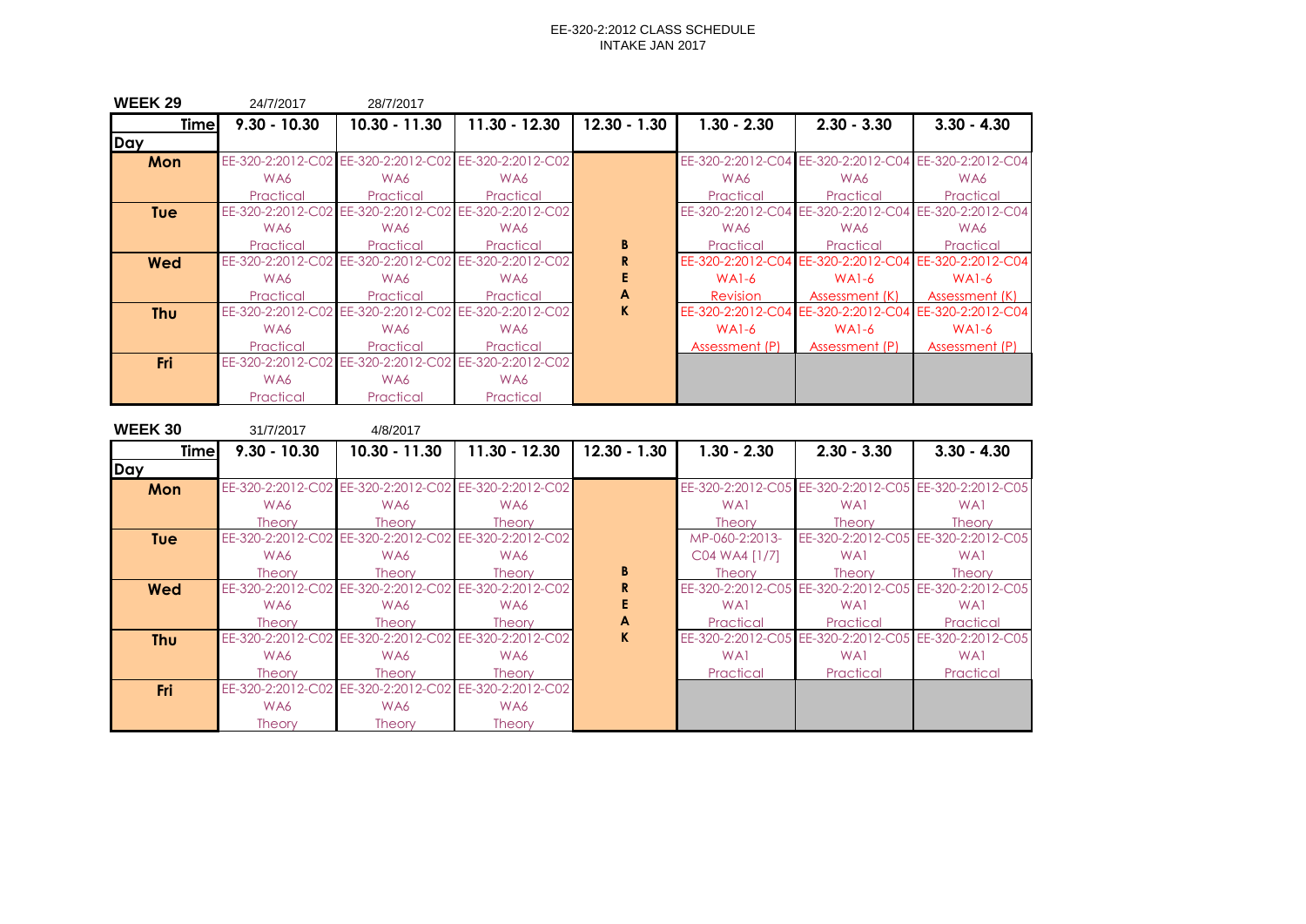EE-320-2:2012 CLASS SCHEDULE
INTAKE JAN 2017

**WEEK 29** 24/7/2017 28/7/2017

| Time / Day | 9.30 - 10.30 | 10.30 - 11.30 | 11.30 - 12.30 | 12.30 - 1.30 | 1.30 - 2.30 | 2.30 - 3.30 | 3.30 - 4.30 |
|---|---|---|---|---|---|---|---|
| Mon | EE-320-2:2012-C02 WA6 Practical | EE-320-2:2012-C02 WA6 Practical | EE-320-2:2012-C02 WA6 Practical | BREAK | EE-320-2:2012-C04 WA6 Practical | EE-320-2:2012-C04 WA6 Practical | EE-320-2:2012-C04 WA6 Practical |
| Tue | EE-320-2:2012-C02 WA6 Practical | EE-320-2:2012-C02 WA6 Practical | EE-320-2:2012-C02 WA6 Practical | BREAK | EE-320-2:2012-C04 WA6 Practical | EE-320-2:2012-C04 WA6 Practical | EE-320-2:2012-C04 WA6 Practical |
| Wed | EE-320-2:2012-C02 WA6 Practical | EE-320-2:2012-C02 WA6 Practical | EE-320-2:2012-C02 WA6 Practical | BREAK | EE-320-2:2012-C04 WA1-6 Revision | EE-320-2:2012-C04 WA1-6 Assessment (K) | EE-320-2:2012-C04 WA1-6 Assessment (K) |
| Thu | EE-320-2:2012-C02 WA6 Practical | EE-320-2:2012-C02 WA6 Practical | EE-320-2:2012-C02 WA6 Practical | BREAK | EE-320-2:2012-C04 WA1-6 Assessment (P) | EE-320-2:2012-C04 WA1-6 Assessment (P) | EE-320-2:2012-C04 WA1-6 Assessment (P) |
| Fri | EE-320-2:2012-C02 WA6 Practical | EE-320-2:2012-C02 WA6 Practical | EE-320-2:2012-C02 WA6 Practical | BREAK | | | |

**WEEK 30** 31/7/2017 4/8/2017

| Time / Day | 9.30 - 10.30 | 10.30 - 11.30 | 11.30 - 12.30 | 12.30 - 1.30 | 1.30 - 2.30 | 2.30 - 3.30 | 3.30 - 4.30 |
|---|---|---|---|---|---|---|---|
| Mon | EE-320-2:2012-C02 WA6 Theory | EE-320-2:2012-C02 WA6 Theory | EE-320-2:2012-C02 WA6 Theory | BREAK | EE-320-2:2012-C05 WA1 Theory | EE-320-2:2012-C05 WA1 Theory | EE-320-2:2012-C05 WA1 Theory |
| Tue | EE-320-2:2012-C02 WA6 Theory | EE-320-2:2012-C02 WA6 Theory | EE-320-2:2012-C02 WA6 Theory | BREAK | MP-060-2:2013-C04 WA4 [1/7] Theory | EE-320-2:2012-C05 WA1 Theory | EE-320-2:2012-C05 WA1 Theory |
| Wed | EE-320-2:2012-C02 WA6 Theory | EE-320-2:2012-C02 WA6 Theory | EE-320-2:2012-C02 WA6 Theory | BREAK | EE-320-2:2012-C05 WA1 Practical | EE-320-2:2012-C05 WA1 Practical | EE-320-2:2012-C05 WA1 Practical |
| Thu | EE-320-2:2012-C02 WA6 Theory | EE-320-2:2012-C02 WA6 Theory | EE-320-2:2012-C02 WA6 Theory | BREAK | EE-320-2:2012-C05 WA1 Practical | EE-320-2:2012-C05 WA1 Practical | EE-320-2:2012-C05 WA1 Practical |
| Fri | EE-320-2:2012-C02 WA6 Theory | EE-320-2:2012-C02 WA6 Theory | EE-320-2:2012-C02 WA6 Theory | BREAK | | | |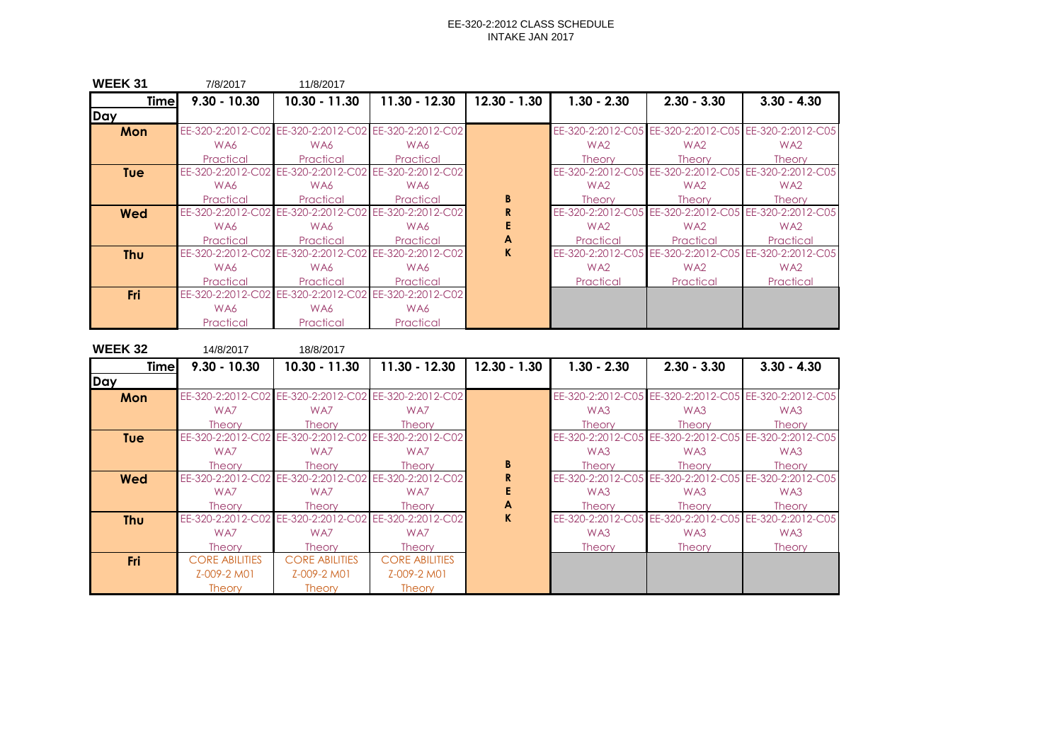EE-320-2:2012 CLASS SCHEDULE
INTAKE JAN 2017

**WEEK 31** 7/8/2017 11/8/2017

| Time / Day | 9.30 - 10.30 | 10.30 - 11.30 | 11.30 - 12.30 | 12.30 - 1.30 | 1.30 - 2.30 | 2.30 - 3.30 | 3.30 - 4.30 |
|---|---|---|---|---|---|---|---|
| Mon | EE-320-2:2012-C02 WA6 Practical | EE-320-2:2012-C02 WA6 Practical | EE-320-2:2012-C02 WA6 Practical | BREAK | EE-320-2:2012-C05 WA2 Theory | EE-320-2:2012-C05 WA2 Theory | EE-320-2:2012-C05 WA2 Theory |
| Tue | EE-320-2:2012-C02 WA6 Practical | EE-320-2:2012-C02 WA6 Practical | EE-320-2:2012-C02 WA6 Practical | BREAK | EE-320-2:2012-C05 WA2 Theory | EE-320-2:2012-C05 WA2 Theory | EE-320-2:2012-C05 WA2 Theory |
| Wed | EE-320-2:2012-C02 WA6 Practical | EE-320-2:2012-C02 WA6 Practical | EE-320-2:2012-C02 WA6 Practical | BREAK | EE-320-2:2012-C05 WA2 Practical | EE-320-2:2012-C05 WA2 Practical | EE-320-2:2012-C05 WA2 Practical |
| Thu | EE-320-2:2012-C02 WA6 Practical | EE-320-2:2012-C02 WA6 Practical | EE-320-2:2012-C02 WA6 Practical | BREAK | EE-320-2:2012-C05 WA2 Practical | EE-320-2:2012-C05 WA2 Practical | EE-320-2:2012-C05 WA2 Practical |
| Fri | EE-320-2:2012-C02 WA6 Practical | EE-320-2:2012-C02 WA6 Practical | EE-320-2:2012-C02 WA6 Practical | BREAK | | | |

**WEEK 32** 14/8/2017 18/8/2017

| Time / Day | 9.30 - 10.30 | 10.30 - 11.30 | 11.30 - 12.30 | 12.30 - 1.30 | 1.30 - 2.30 | 2.30 - 3.30 | 3.30 - 4.30 |
|---|---|---|---|---|---|---|---|
| Mon | EE-320-2:2012-C02 WA7 Theory | EE-320-2:2012-C02 WA7 Theory | EE-320-2:2012-C02 WA7 Theory | BREAK | EE-320-2:2012-C05 WA3 Theory | EE-320-2:2012-C05 WA3 Theory | EE-320-2:2012-C05 WA3 Theory |
| Tue | EE-320-2:2012-C02 WA7 Theory | EE-320-2:2012-C02 WA7 Theory | EE-320-2:2012-C02 WA7 Theory | BREAK | EE-320-2:2012-C05 WA3 Theory | EE-320-2:2012-C05 WA3 Theory | EE-320-2:2012-C05 WA3 Theory |
| Wed | EE-320-2:2012-C02 WA7 Theory | EE-320-2:2012-C02 WA7 Theory | EE-320-2:2012-C02 WA7 Theory | BREAK | EE-320-2:2012-C05 WA3 Theory | EE-320-2:2012-C05 WA3 Theory | EE-320-2:2012-C05 WA3 Theory |
| Thu | EE-320-2:2012-C02 WA7 Theory | EE-320-2:2012-C02 WA7 Theory | EE-320-2:2012-C02 WA7 Theory | BREAK | EE-320-2:2012-C05 WA3 Theory | EE-320-2:2012-C05 WA3 Theory | EE-320-2:2012-C05 WA3 Theory |
| Fri | CORE ABILITIES Z-009-2 M01 Theory | CORE ABILITIES Z-009-2 M01 Theory | CORE ABILITIES Z-009-2 M01 Theory | BREAK | | | |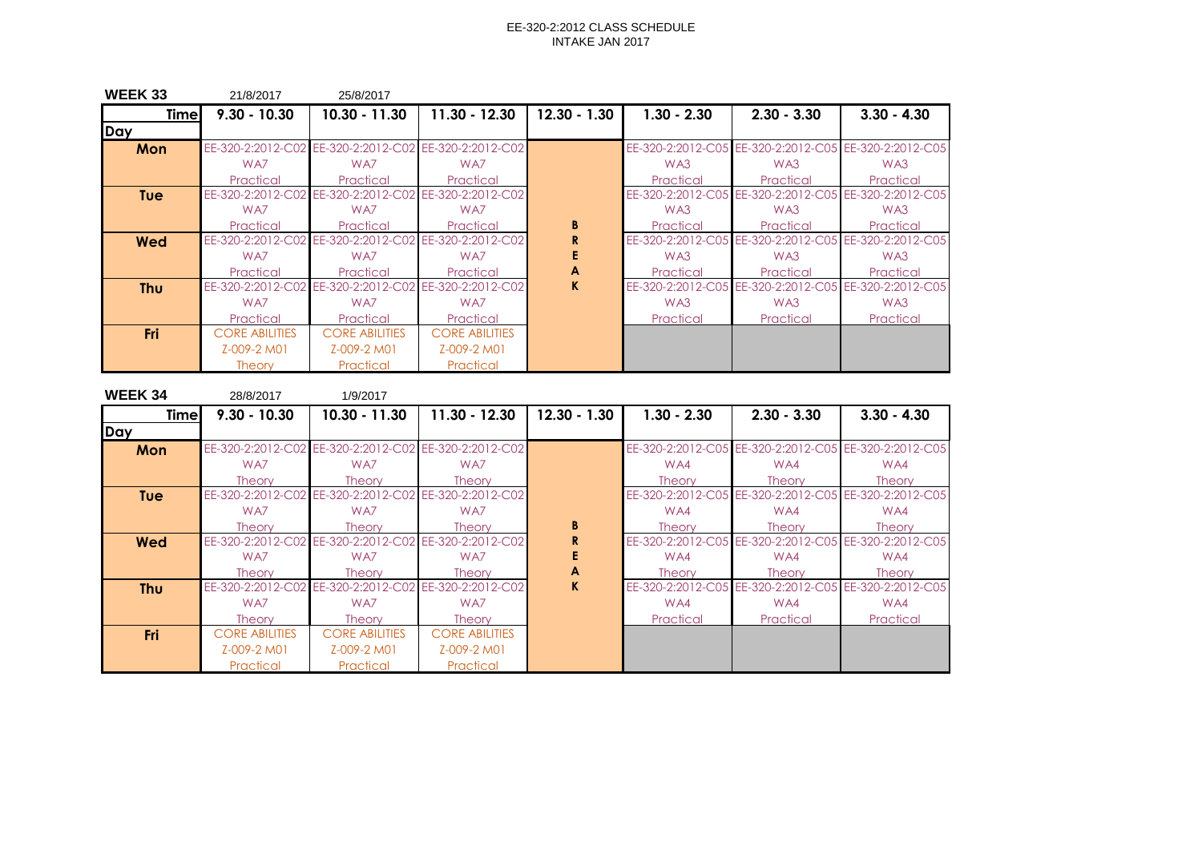EE-320-2:2012 CLASS SCHEDULE
INTAKE JAN 2017

**WEEK 33** 21/8/2017 25/8/2017

| Time / Day | 9.30 - 10.30 | 10.30 - 11.30 | 11.30 - 12.30 | 12.30 - 1.30 | 1.30 - 2.30 | 2.30 - 3.30 | 3.30 - 4.30 |
|---|---|---|---|---|---|---|---|
| **Mon** | EE-320-2:2012-C02 WA7 Practical | EE-320-2:2012-C02 WA7 Practical | EE-320-2:2012-C02 WA7 Practical | BREAK | EE-320-2:2012-C05 WA3 Practical | EE-320-2:2012-C05 WA3 Practical | EE-320-2:2012-C05 WA3 Practical |
| **Tue** | EE-320-2:2012-C02 WA7 Practical | EE-320-2:2012-C02 WA7 Practical | EE-320-2:2012-C02 WA7 Practical | BREAK | EE-320-2:2012-C05 WA3 Practical | EE-320-2:2012-C05 WA3 Practical | EE-320-2:2012-C05 WA3 Practical |
| **Wed** | EE-320-2:2012-C02 WA7 Practical | EE-320-2:2012-C02 WA7 Practical | EE-320-2:2012-C02 WA7 Practical | BREAK | EE-320-2:2012-C05 WA3 Practical | EE-320-2:2012-C05 WA3 Practical | EE-320-2:2012-C05 WA3 Practical |
| **Thu** | EE-320-2:2012-C02 WA7 Practical | EE-320-2:2012-C02 WA7 Practical | EE-320-2:2012-C02 WA7 Practical | BREAK | EE-320-2:2012-C05 WA3 Practical | EE-320-2:2012-C05 WA3 Practical | EE-320-2:2012-C05 WA3 Practical |
| **Fri** | CORE ABILITIES Z-009-2 M01 Theory | CORE ABILITIES Z-009-2 M01 Practical | CORE ABILITIES Z-009-2 M01 Practical | BREAK | | | |

**WEEK 34** 28/8/2017 1/9/2017

| Time / Day | 9.30 - 10.30 | 10.30 - 11.30 | 11.30 - 12.30 | 12.30 - 1.30 | 1.30 - 2.30 | 2.30 - 3.30 | 3.30 - 4.30 |
|---|---|---|---|---|---|---|---|
| **Mon** | EE-320-2:2012-C02 WA7 Theory | EE-320-2:2012-C02 WA7 Theory | EE-320-2:2012-C02 WA7 Theory | BREAK | EE-320-2:2012-C05 WA4 Theory | EE-320-2:2012-C05 WA4 Theory | EE-320-2:2012-C05 WA4 Theory |
| **Tue** | EE-320-2:2012-C02 WA7 Theory | EE-320-2:2012-C02 WA7 Theory | EE-320-2:2012-C02 WA7 Theory | BREAK | EE-320-2:2012-C05 WA4 Theory | EE-320-2:2012-C05 WA4 Theory | EE-320-2:2012-C05 WA4 Theory |
| **Wed** | EE-320-2:2012-C02 WA7 Theory | EE-320-2:2012-C02 WA7 Theory | EE-320-2:2012-C02 WA7 Theory | BREAK | EE-320-2:2012-C05 WA4 Theory | EE-320-2:2012-C05 WA4 Theory | EE-320-2:2012-C05 WA4 Theory |
| **Thu** | EE-320-2:2012-C02 WA7 Theory | EE-320-2:2012-C02 WA7 Theory | EE-320-2:2012-C02 WA7 Theory | BREAK | EE-320-2:2012-C05 WA4 Practical | EE-320-2:2012-C05 WA4 Practical | EE-320-2:2012-C05 WA4 Practical |
| **Fri** | CORE ABILITIES Z-009-2 M01 Practical | CORE ABILITIES Z-009-2 M01 Practical | CORE ABILITIES Z-009-2 M01 Practical | BREAK | | | |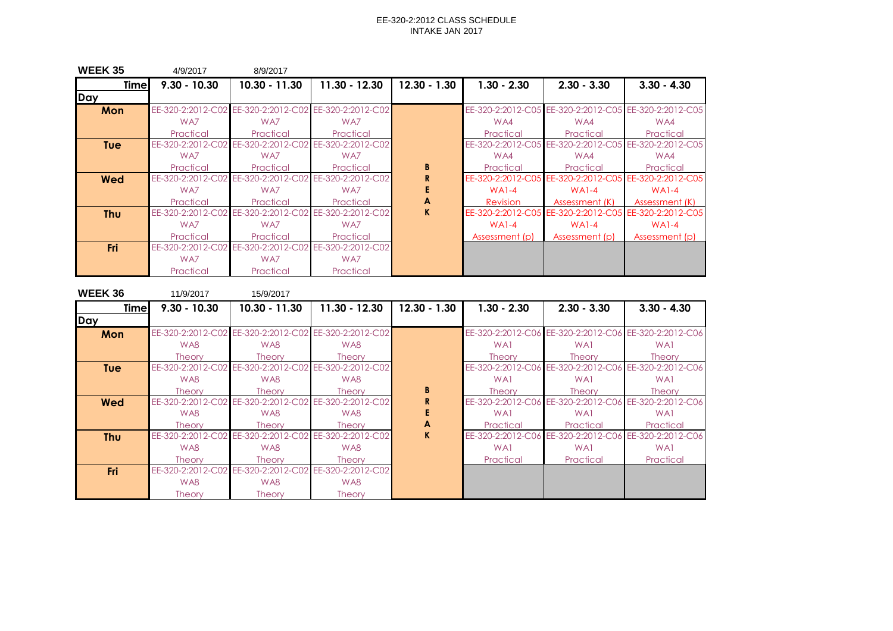EE-320-2:2012 CLASS SCHEDULE
INTAKE JAN 2017

**WEEK 35** 4/9/2017 8/9/2017

| Time / Day | 9.30 - 10.30 | 10.30 - 11.30 | 11.30 - 12.30 | 12.30 - 1.30 | 1.30 - 2.30 | 2.30 - 3.30 | 3.30 - 4.30 |
|---|---|---|---|---|---|---|---|
| Mon | EE-320-2:2012-C02 WA7 Practical | EE-320-2:2012-C02 WA7 Practical | EE-320-2:2012-C02 WA7 Practical | | EE-320-2:2012-C05 WA4 Practical | EE-320-2:2012-C05 WA4 Practical | EE-320-2:2012-C05 WA4 Practical |
| Tue | EE-320-2:2012-C02 WA7 Practical | EE-320-2:2012-C02 WA7 Practical | EE-320-2:2012-C02 WA7 Practical | B | EE-320-2:2012-C05 WA4 Practical | EE-320-2:2012-C05 WA4 Practical | EE-320-2:2012-C05 WA4 Practical |
| Wed | EE-320-2:2012-C02 WA7 Practical | EE-320-2:2012-C02 WA7 Practical | EE-320-2:2012-C02 WA7 Practical | R E A | EE-320-2:2012-C05 WA1-4 Revision | EE-320-2:2012-C05 WA1-4 Assessment (K) | EE-320-2:2012-C05 WA1-4 Assessment (K) |
| Thu | EE-320-2:2012-C02 WA7 Practical | EE-320-2:2012-C02 WA7 Practical | EE-320-2:2012-C02 WA7 Practical | K | EE-320-2:2012-C05 WA1-4 Assessment (p) | EE-320-2:2012-C05 WA1-4 Assessment (p) | EE-320-2:2012-C05 WA1-4 Assessment (p) |
| Fri | EE-320-2:2012-C02 WA7 Practical | EE-320-2:2012-C02 WA7 Practical | EE-320-2:2012-C02 WA7 Practical | | | | |

**WEEK 36** 11/9/2017 15/9/2017

| Time / Day | 9.30 - 10.30 | 10.30 - 11.30 | 11.30 - 12.30 | 12.30 - 1.30 | 1.30 - 2.30 | 2.30 - 3.30 | 3.30 - 4.30 |
|---|---|---|---|---|---|---|---|
| Mon | EE-320-2:2012-C02 WA8 Theory | EE-320-2:2012-C02 WA8 Theory | EE-320-2:2012-C02 WA8 Theory | | EE-320-2:2012-C06 WA1 Theory | EE-320-2:2012-C06 WA1 Theory | EE-320-2:2012-C06 WA1 Theory |
| Tue | EE-320-2:2012-C02 WA8 Theory | EE-320-2:2012-C02 WA8 Theory | EE-320-2:2012-C02 WA8 Theory | B | EE-320-2:2012-C06 WA1 Theory | EE-320-2:2012-C06 WA1 Theory | EE-320-2:2012-C06 WA1 Theory |
| Wed | EE-320-2:2012-C02 WA8 Theory | EE-320-2:2012-C02 WA8 Theory | EE-320-2:2012-C02 WA8 Theory | R E A | EE-320-2:2012-C06 WA1 Practical | EE-320-2:2012-C06 WA1 Practical | EE-320-2:2012-C06 WA1 Practical |
| Thu | EE-320-2:2012-C02 WA8 Theory | EE-320-2:2012-C02 WA8 Theory | EE-320-2:2012-C02 WA8 Theory | K | EE-320-2:2012-C06 WA1 Practical | EE-320-2:2012-C06 WA1 Practical | EE-320-2:2012-C06 WA1 Practical |
| Fri | EE-320-2:2012-C02 WA8 Theory | EE-320-2:2012-C02 WA8 Theory | EE-320-2:2012-C02 WA8 Theory | | | | |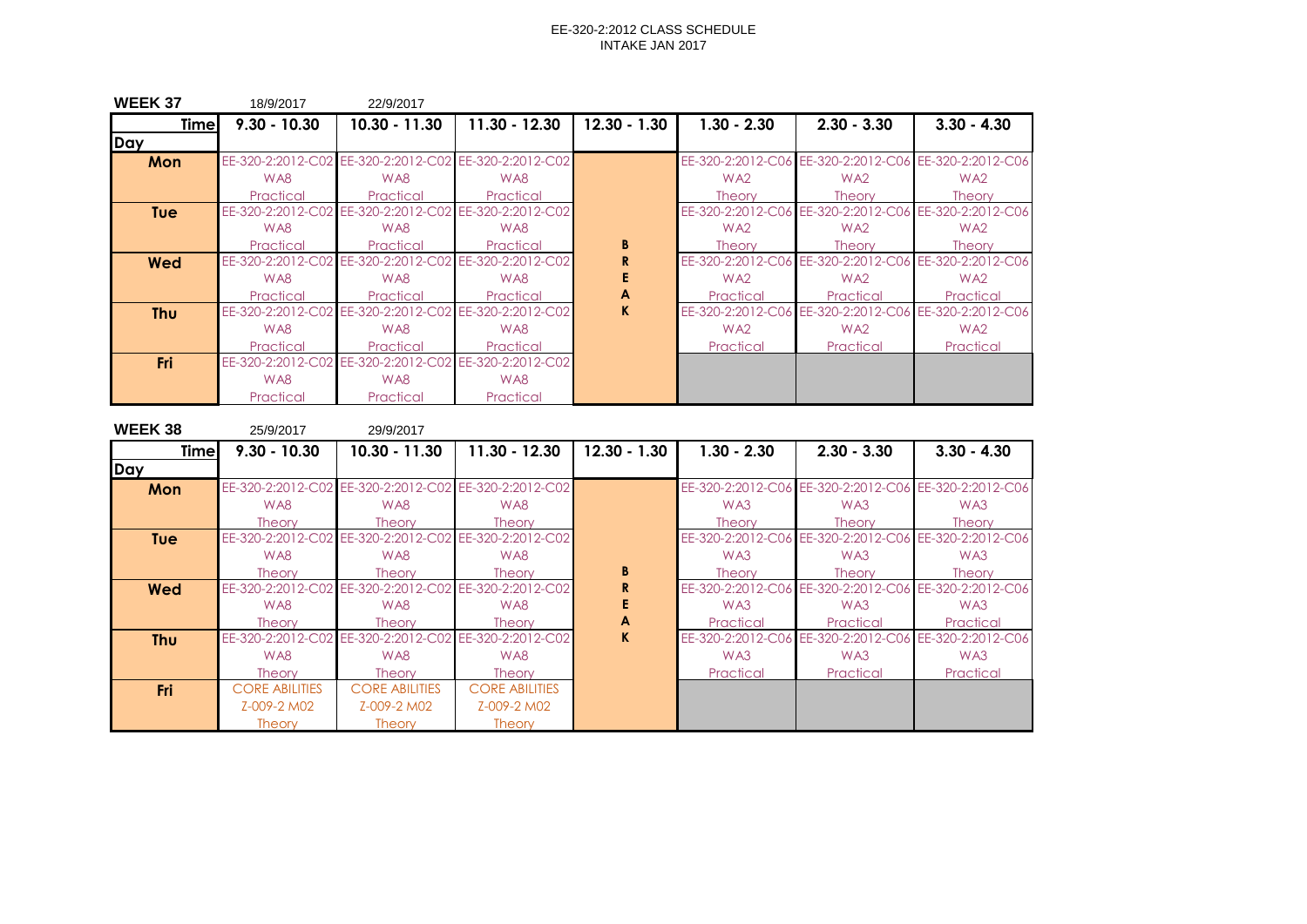EE-320-2:2012 CLASS SCHEDULE
INTAKE JAN 2017

**WEEK 37** 18/9/2017 22/9/2017

| Time / Day | 9.30 - 10.30 | 10.30 - 11.30 | 11.30 - 12.30 | 12.30 - 1.30 | 1.30 - 2.30 | 2.30 - 3.30 | 3.30 - 4.30 |
|---|---|---|---|---|---|---|---|
| Mon | EE-320-2:2012-C02 WA8 Practical | EE-320-2:2012-C02 WA8 Practical | EE-320-2:2012-C02 WA8 Practical | BREAK | EE-320-2:2012-C06 WA2 Theory | EE-320-2:2012-C06 WA2 Theory | EE-320-2:2012-C06 WA2 Theory |
| Tue | EE-320-2:2012-C02 WA8 Practical | EE-320-2:2012-C02 WA8 Practical | EE-320-2:2012-C02 WA8 Practical | BREAK | EE-320-2:2012-C06 WA2 Theory | EE-320-2:2012-C06 WA2 Theory | EE-320-2:2012-C06 WA2 Theory |
| Wed | EE-320-2:2012-C02 WA8 Practical | EE-320-2:2012-C02 WA8 Practical | EE-320-2:2012-C02 WA8 Practical | BREAK | EE-320-2:2012-C06 WA2 Practical | EE-320-2:2012-C06 WA2 Practical | EE-320-2:2012-C06 WA2 Practical |
| Thu | EE-320-2:2012-C02 WA8 Practical | EE-320-2:2012-C02 WA8 Practical | EE-320-2:2012-C02 WA8 Practical | BREAK | EE-320-2:2012-C06 WA2 Practical | EE-320-2:2012-C06 WA2 Practical | EE-320-2:2012-C06 WA2 Practical |
| Fri | EE-320-2:2012-C02 WA8 Practical | EE-320-2:2012-C02 WA8 Practical | EE-320-2:2012-C02 WA8 Practical | BREAK | | | |

**WEEK 38** 25/9/2017 29/9/2017

| Time / Day | 9.30 - 10.30 | 10.30 - 11.30 | 11.30 - 12.30 | 12.30 - 1.30 | 1.30 - 2.30 | 2.30 - 3.30 | 3.30 - 4.30 |
|---|---|---|---|---|---|---|---|
| Mon | EE-320-2:2012-C02 WA8 Theory | EE-320-2:2012-C02 WA8 Theory | EE-320-2:2012-C02 WA8 Theory | BREAK | EE-320-2:2012-C06 WA3 Theory | EE-320-2:2012-C06 WA3 Theory | EE-320-2:2012-C06 WA3 Theory |
| Tue | EE-320-2:2012-C02 WA8 Theory | EE-320-2:2012-C02 WA8 Theory | EE-320-2:2012-C02 WA8 Theory | BREAK | EE-320-2:2012-C06 WA3 Theory | EE-320-2:2012-C06 WA3 Theory | EE-320-2:2012-C06 WA3 Theory |
| Wed | EE-320-2:2012-C02 WA8 Theory | EE-320-2:2012-C02 WA8 Theory | EE-320-2:2012-C02 WA8 Theory | BREAK | EE-320-2:2012-C06 WA3 Practical | EE-320-2:2012-C06 WA3 Practical | EE-320-2:2012-C06 WA3 Practical |
| Thu | EE-320-2:2012-C02 WA8 Theory | EE-320-2:2012-C02 WA8 Theory | EE-320-2:2012-C02 WA8 Theory | BREAK | EE-320-2:2012-C06 WA3 Practical | EE-320-2:2012-C06 WA3 Practical | EE-320-2:2012-C06 WA3 Practical |
| Fri | CORE ABILITIES Z-009-2 M02 Theory | CORE ABILITIES Z-009-2 M02 Theory | CORE ABILITIES Z-009-2 M02 Theory | BREAK | | | |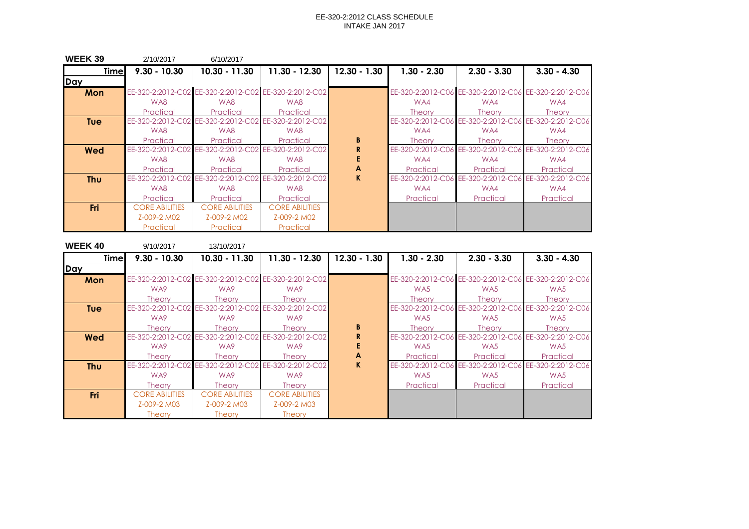EE-320-2:2012 CLASS SCHEDULE
INTAKE JAN 2017

**WEEK 39** 2/10/2017 6/10/2017

| Day \ Time | 9.30 - 10.30 | 10.30 - 11.30 | 11.30 - 12.30 | 12.30 - 1.30 | 1.30 - 2.30 | 2.30 - 3.30 | 3.30 - 4.30 |
|---|---|---|---|---|---|---|---|
| **Mon** | EE-320-2:2012-C02 WA8 Practical | EE-320-2:2012-C02 WA8 Practical | EE-320-2:2012-C02 WA8 Practical | | EE-320-2:2012-C06 WA4 Theory | EE-320-2:2012-C06 WA4 Theory | EE-320-2:2012-C06 WA4 Theory |
| **Tue** | EE-320-2:2012-C02 WA8 Practical | EE-320-2:2012-C02 WA8 Practical | EE-320-2:2012-C02 WA8 Practical | | EE-320-2:2012-C06 WA4 Theory | EE-320-2:2012-C06 WA4 Theory | EE-320-2:2012-C06 WA4 Theory |
| **Wed** | EE-320-2:2012-C02 WA8 Practical | EE-320-2:2012-C02 WA8 Practical | EE-320-2:2012-C02 WA8 Practical | BREAK | EE-320-2:2012-C06 WA4 Practical | EE-320-2:2012-C06 WA4 Practical | EE-320-2:2012-C06 WA4 Practical |
| **Thu** | EE-320-2:2012-C02 WA8 Practical | EE-320-2:2012-C02 WA8 Practical | EE-320-2:2012-C02 WA8 Practical | | EE-320-2:2012-C06 WA4 Practical | EE-320-2:2012-C06 WA4 Practical | EE-320-2:2012-C06 WA4 Practical |
| **Fri** | CORE ABILITIES Z-009-2 M02 Practical | CORE ABILITIES Z-009-2 M02 Practical | CORE ABILITIES Z-009-2 M02 Practical | | | | |

**WEEK 40** 9/10/2017 13/10/2017

| Day \ Time | 9.30 - 10.30 | 10.30 - 11.30 | 11.30 - 12.30 | 12.30 - 1.30 | 1.30 - 2.30 | 2.30 - 3.30 | 3.30 - 4.30 |
|---|---|---|---|---|---|---|---|
| **Mon** | EE-320-2:2012-C02 WA9 Theory | EE-320-2:2012-C02 WA9 Theory | EE-320-2:2012-C02 WA9 Theory | | EE-320-2:2012-C06 WA5 Theory | EE-320-2:2012-C06 WA5 Theory | EE-320-2:2012-C06 WA5 Theory |
| **Tue** | EE-320-2:2012-C02 WA9 Theory | EE-320-2:2012-C02 WA9 Theory | EE-320-2:2012-C02 WA9 Theory | | EE-320-2:2012-C06 WA5 Theory | EE-320-2:2012-C06 WA5 Theory | EE-320-2:2012-C06 WA5 Theory |
| **Wed** | EE-320-2:2012-C02 WA9 Theory | EE-320-2:2012-C02 WA9 Theory | EE-320-2:2012-C02 WA9 Theory | BREAK | EE-320-2:2012-C06 WA5 Practical | EE-320-2:2012-C06 WA5 Practical | EE-320-2:2012-C06 WA5 Practical |
| **Thu** | EE-320-2:2012-C02 WA9 Theory | EE-320-2:2012-C02 WA9 Theory | EE-320-2:2012-C02 WA9 Theory | | EE-320-2:2012-C06 WA5 Practical | EE-320-2:2012-C06 WA5 Practical | EE-320-2:2012-C06 WA5 Practical |
| **Fri** | CORE ABILITIES Z-009-2 M03 Theory | CORE ABILITIES Z-009-2 M03 Theory | CORE ABILITIES Z-009-2 M03 Theory | | | | |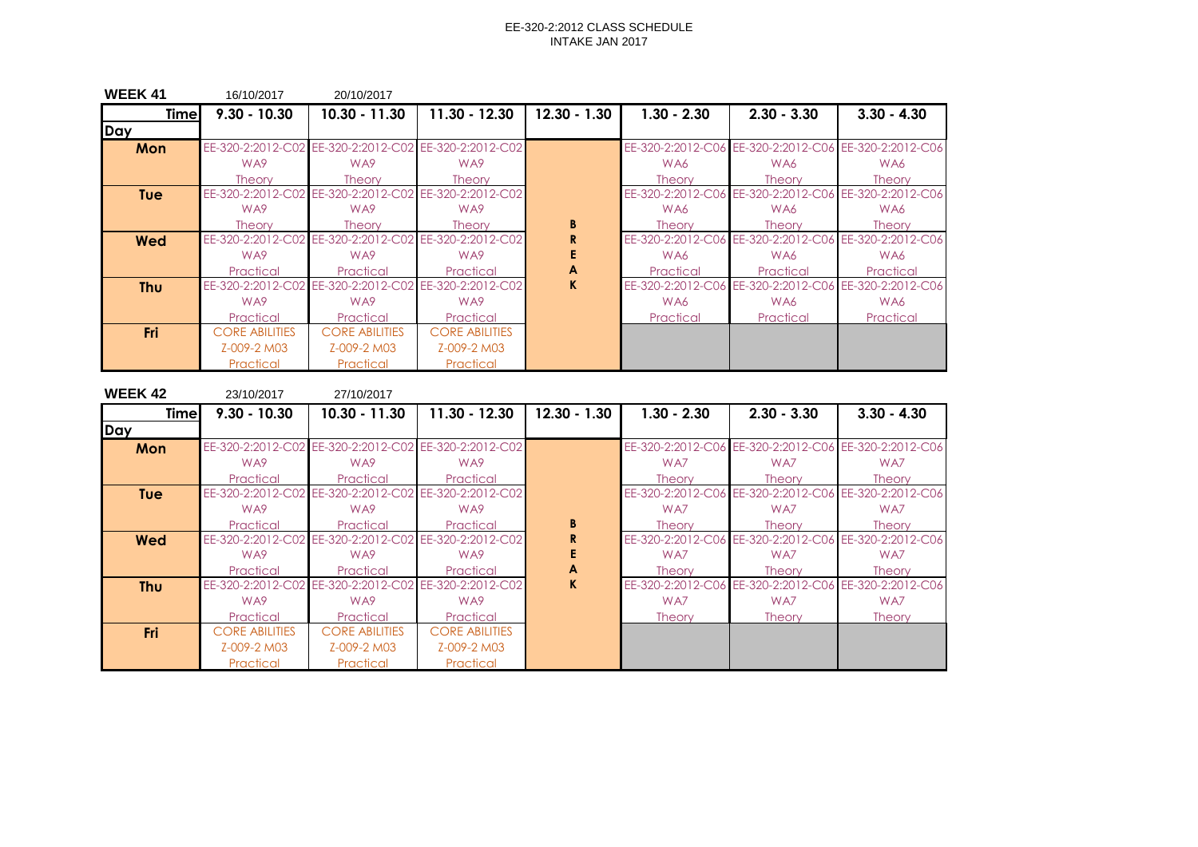EE-320-2:2012 CLASS SCHEDULE
INTAKE JAN 2017

**WEEK 41** 16/10/2017 20/10/2017

| Time / Day | 9.30 - 10.30 | 10.30 - 11.30 | 11.30 - 12.30 | 12.30 - 1.30 | 1.30 - 2.30 | 2.30 - 3.30 | 3.30 - 4.30 |
|---|---|---|---|---|---|---|---|
| **Mon** | EE-320-2:2012-C02 WA9 Theory | EE-320-2:2012-C02 WA9 Theory | EE-320-2:2012-C02 WA9 Theory | | EE-320-2:2012-C06 WA6 Theory | EE-320-2:2012-C06 WA6 Theory | EE-320-2:2012-C06 WA6 Theory |
| **Tue** | EE-320-2:2012-C02 WA9 Theory | EE-320-2:2012-C02 WA9 Theory | EE-320-2:2012-C02 WA9 Theory | B | EE-320-2:2012-C06 WA6 Theory | EE-320-2:2012-C06 WA6 Theory | EE-320-2:2012-C06 WA6 Theory |
| **Wed** | EE-320-2:2012-C02 WA9 Practical | EE-320-2:2012-C02 WA9 Practical | EE-320-2:2012-C02 WA9 Practical | R E A | EE-320-2:2012-C06 WA6 Practical | EE-320-2:2012-C06 WA6 Practical | EE-320-2:2012-C06 WA6 Practical |
| **Thu** | EE-320-2:2012-C02 WA9 Practical | EE-320-2:2012-C02 WA9 Practical | EE-320-2:2012-C02 WA9 Practical | K | EE-320-2:2012-C06 WA6 Practical | EE-320-2:2012-C06 WA6 Practical | EE-320-2:2012-C06 WA6 Practical |
| **Fri** | CORE ABILITIES Z-009-2 M03 Practical | CORE ABILITIES Z-009-2 M03 Practical | CORE ABILITIES Z-009-2 M03 Practical | | | | |

**WEEK 42** 23/10/2017 27/10/2017

| Time / Day | 9.30 - 10.30 | 10.30 - 11.30 | 11.30 - 12.30 | 12.30 - 1.30 | 1.30 - 2.30 | 2.30 - 3.30 | 3.30 - 4.30 |
|---|---|---|---|---|---|---|---|
| **Mon** | EE-320-2:2012-C02 WA9 Practical | EE-320-2:2012-C02 WA9 Practical | EE-320-2:2012-C02 WA9 Practical | | EE-320-2:2012-C06 WA7 Theory | EE-320-2:2012-C06 WA7 Theory | EE-320-2:2012-C06 WA7 Theory |
| **Tue** | EE-320-2:2012-C02 WA9 Practical | EE-320-2:2012-C02 WA9 Practical | EE-320-2:2012-C02 WA9 Practical | B | EE-320-2:2012-C06 WA7 Theory | EE-320-2:2012-C06 WA7 Theory | EE-320-2:2012-C06 WA7 Theory |
| **Wed** | EE-320-2:2012-C02 WA9 Practical | EE-320-2:2012-C02 WA9 Practical | EE-320-2:2012-C02 WA9 Practical | R E A | EE-320-2:2012-C06 WA7 Theory | EE-320-2:2012-C06 WA7 Theory | EE-320-2:2012-C06 WA7 Theory |
| **Thu** | EE-320-2:2012-C02 WA9 Practical | EE-320-2:2012-C02 WA9 Practical | EE-320-2:2012-C02 WA9 Practical | K | EE-320-2:2012-C06 WA7 Theory | EE-320-2:2012-C06 WA7 Theory | EE-320-2:2012-C06 WA7 Theory |
| **Fri** | CORE ABILITIES Z-009-2 M03 Practical | CORE ABILITIES Z-009-2 M03 Practical | CORE ABILITIES Z-009-2 M03 Practical | | | | |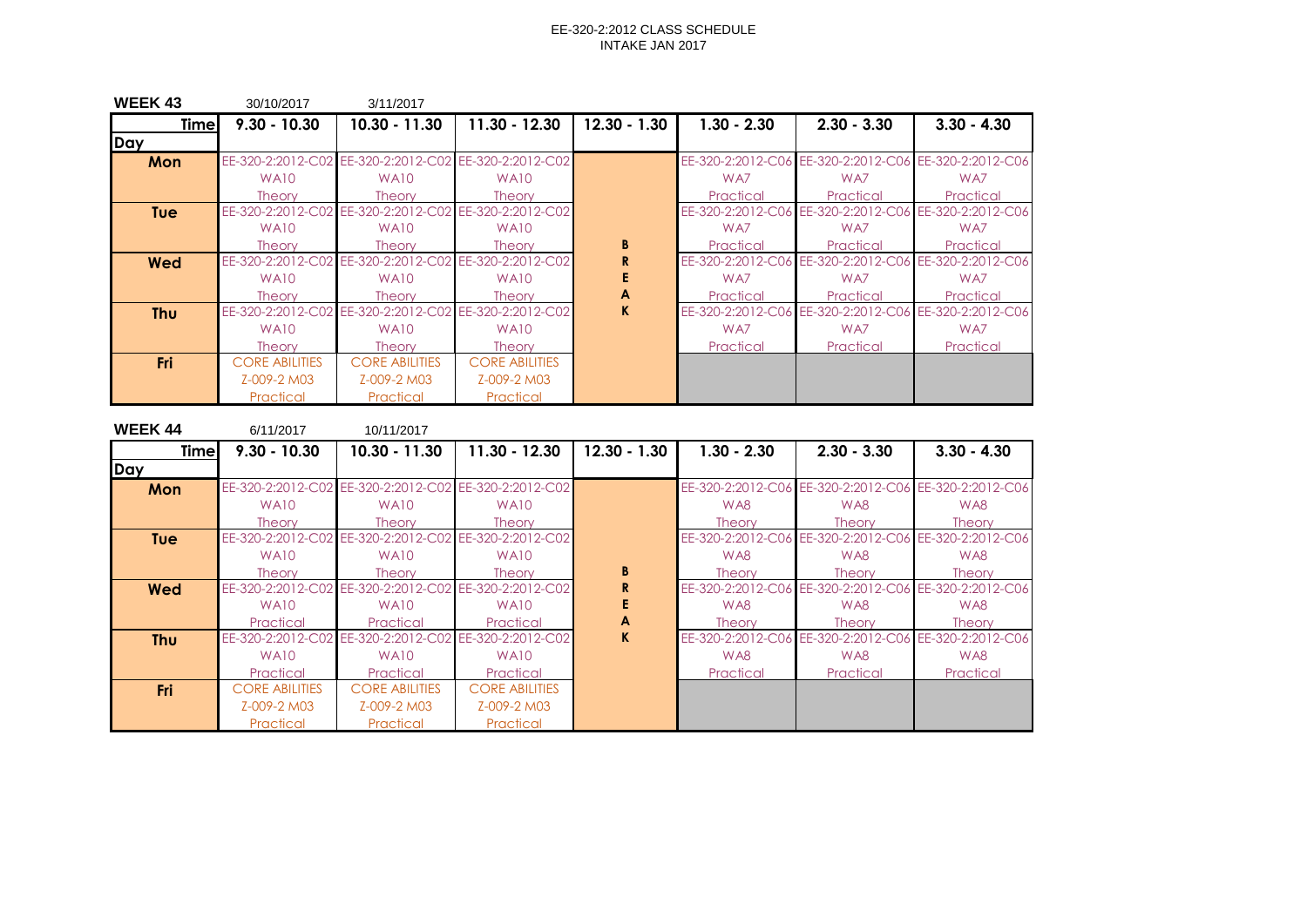EE-320-2:2012 CLASS SCHEDULE
INTAKE JAN 2017

**WEEK 43** 30/10/2017 3/11/2017

| Time / Day | 9.30 - 10.30 | 10.30 - 11.30 | 11.30 - 12.30 | 12.30 - 1.30 | 1.30 - 2.30 | 2.30 - 3.30 | 3.30 - 4.30 |
|---|---|---|---|---|---|---|---|
| **Mon** | EE-320-2:2012-C02 WA10 Theory | EE-320-2:2012-C02 WA10 Theory | EE-320-2:2012-C02 WA10 Theory | | EE-320-2:2012-C06 WA7 Practical | EE-320-2:2012-C06 WA7 Practical | EE-320-2:2012-C06 WA7 Practical |
| **Tue** | EE-320-2:2012-C02 WA10 Theory | EE-320-2:2012-C02 WA10 Theory | EE-320-2:2012-C02 WA10 Theory | B | EE-320-2:2012-C06 WA7 Practical | EE-320-2:2012-C06 WA7 Practical | EE-320-2:2012-C06 WA7 Practical |
| **Wed** | EE-320-2:2012-C02 WA10 Theory | EE-320-2:2012-C02 WA10 Theory | EE-320-2:2012-C02 WA10 Theory | R E A | EE-320-2:2012-C06 WA7 Practical | EE-320-2:2012-C06 WA7 Practical | EE-320-2:2012-C06 WA7 Practical |
| **Thu** | EE-320-2:2012-C02 WA10 Theory | EE-320-2:2012-C02 WA10 Theory | EE-320-2:2012-C02 WA10 Theory | K | EE-320-2:2012-C06 WA7 Practical | EE-320-2:2012-C06 WA7 Practical | EE-320-2:2012-C06 WA7 Practical |
| **Fri** | CORE ABILITIES Z-009-2 M03 Practical | CORE ABILITIES Z-009-2 M03 Practical | CORE ABILITIES Z-009-2 M03 Practical | | | | |

**WEEK 44** 6/11/2017 10/11/2017

| Time / Day | 9.30 - 10.30 | 10.30 - 11.30 | 11.30 - 12.30 | 12.30 - 1.30 | 1.30 - 2.30 | 2.30 - 3.30 | 3.30 - 4.30 |
|---|---|---|---|---|---|---|---|
| **Mon** | EE-320-2:2012-C02 WA10 Theory | EE-320-2:2012-C02 WA10 Theory | EE-320-2:2012-C02 WA10 Theory | | EE-320-2:2012-C06 WA8 Theory | EE-320-2:2012-C06 WA8 Theory | EE-320-2:2012-C06 WA8 Theory |
| **Tue** | EE-320-2:2012-C02 WA10 Theory | EE-320-2:2012-C02 WA10 Theory | EE-320-2:2012-C02 WA10 Theory | B | EE-320-2:2012-C06 WA8 Theory | EE-320-2:2012-C06 WA8 Theory | EE-320-2:2012-C06 WA8 Theory |
| **Wed** | EE-320-2:2012-C02 WA10 Practical | EE-320-2:2012-C02 WA10 Practical | EE-320-2:2012-C02 WA10 Practical | R E A | EE-320-2:2012-C06 WA8 Theory | EE-320-2:2012-C06 WA8 Theory | EE-320-2:2012-C06 WA8 Theory |
| **Thu** | EE-320-2:2012-C02 WA10 Practical | EE-320-2:2012-C02 WA10 Practical | EE-320-2:2012-C02 WA10 Practical | K | EE-320-2:2012-C06 WA8 Practical | EE-320-2:2012-C06 WA8 Practical | EE-320-2:2012-C06 WA8 Practical |
| **Fri** | CORE ABILITIES Z-009-2 M03 Practical | CORE ABILITIES Z-009-2 M03 Practical | CORE ABILITIES Z-009-2 M03 Practical | | | | |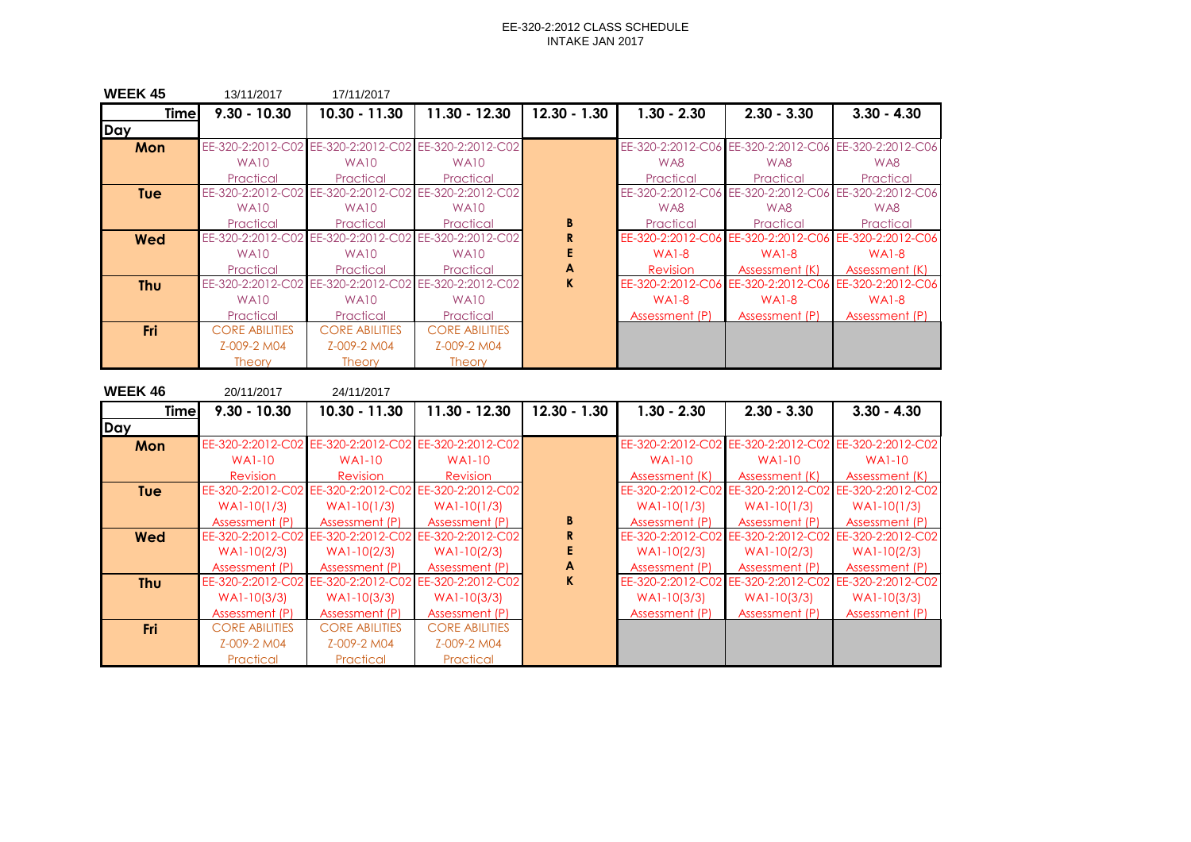# EE-320-2:2012 CLASS SCHEDULE
## INTAKE JAN 2017

**WEEK 45** 13/11/2017 17/11/2017

| Time / Day | 9.30 - 10.30 | 10.30 - 11.30 | 11.30 - 12.30 | 12.30 - 1.30 | 1.30 - 2.30 | 2.30 - 3.30 | 3.30 - 4.30 |
|---|---|---|---|---|---|---|---|
| **Mon** | EE-320-2:2012-C02 WA10 Practical | EE-320-2:2012-C02 WA10 Practical | EE-320-2:2012-C02 WA10 Practical | BREAK | EE-320-2:2012-C06 WA8 Practical | EE-320-2:2012-C06 WA8 Practical | EE-320-2:2012-C06 WA8 Practical |
| **Tue** | EE-320-2:2012-C02 WA10 Practical | EE-320-2:2012-C02 WA10 Practical | EE-320-2:2012-C02 WA10 Practical | BREAK | EE-320-2:2012-C06 WA8 Practical | EE-320-2:2012-C06 WA8 Practical | EE-320-2:2012-C06 WA8 Practical |
| **Wed** | EE-320-2:2012-C02 WA10 Practical | EE-320-2:2012-C02 WA10 Practical | EE-320-2:2012-C02 WA10 Practical | BREAK | EE-320-2:2012-C06 WA1-8 Revision | EE-320-2:2012-C06 WA1-8 Assessment (K) | EE-320-2:2012-C06 WA1-8 Assessment (K) |
| **Thu** | EE-320-2:2012-C02 WA10 Practical | EE-320-2:2012-C02 WA10 Practical | EE-320-2:2012-C02 WA10 Practical | BREAK | EE-320-2:2012-C06 WA1-8 Assessment (P) | EE-320-2:2012-C06 WA1-8 Assessment (P) | EE-320-2:2012-C06 WA1-8 Assessment (P) |
| **Fri** | CORE ABILITIES Z-009-2 M04 Theory | CORE ABILITIES Z-009-2 M04 Theory | CORE ABILITIES Z-009-2 M04 Theory | BREAK | | | |

**WEEK 46** 20/11/2017 24/11/2017

| Time / Day | 9.30 - 10.30 | 10.30 - 11.30 | 11.30 - 12.30 | 12.30 - 1.30 | 1.30 - 2.30 | 2.30 - 3.30 | 3.30 - 4.30 |
|---|---|---|---|---|---|---|---|
| **Mon** | EE-320-2:2012-C02 WA1-10 Revision | EE-320-2:2012-C02 WA1-10 Revision | EE-320-2:2012-C02 WA1-10 Revision | BREAK | EE-320-2:2012-C02 WA1-10 Assessment (K) | EE-320-2:2012-C02 WA1-10 Assessment (K) | EE-320-2:2012-C02 WA1-10 Assessment (K) |
| **Tue** | EE-320-2:2012-C02 WA1-10(1/3) Assessment (P) | EE-320-2:2012-C02 WA1-10(1/3) Assessment (P) | EE-320-2:2012-C02 WA1-10(1/3) Assessment (P) | BREAK | EE-320-2:2012-C02 WA1-10(1/3) Assessment (P) | EE-320-2:2012-C02 WA1-10(1/3) Assessment (P) | EE-320-2:2012-C02 WA1-10(1/3) Assessment (P) |
| **Wed** | EE-320-2:2012-C02 WA1-10(2/3) Assessment (P) | EE-320-2:2012-C02 WA1-10(2/3) Assessment (P) | EE-320-2:2012-C02 WA1-10(2/3) Assessment (P) | BREAK | EE-320-2:2012-C02 WA1-10(2/3) Assessment (P) | EE-320-2:2012-C02 WA1-10(2/3) Assessment (P) | EE-320-2:2012-C02 WA1-10(2/3) Assessment (P) |
| **Thu** | EE-320-2:2012-C02 WA1-10(3/3) Assessment (P) | EE-320-2:2012-C02 WA1-10(3/3) Assessment (P) | EE-320-2:2012-C02 WA1-10(3/3) Assessment (P) | BREAK | EE-320-2:2012-C02 WA1-10(3/3) Assessment (P) | EE-320-2:2012-C02 WA1-10(3/3) Assessment (P) | EE-320-2:2012-C02 WA1-10(3/3) Assessment (P) |
| **Fri** | CORE ABILITIES Z-009-2 M04 Practical | CORE ABILITIES Z-009-2 M04 Practical | CORE ABILITIES Z-009-2 M04 Practical | BREAK | | | |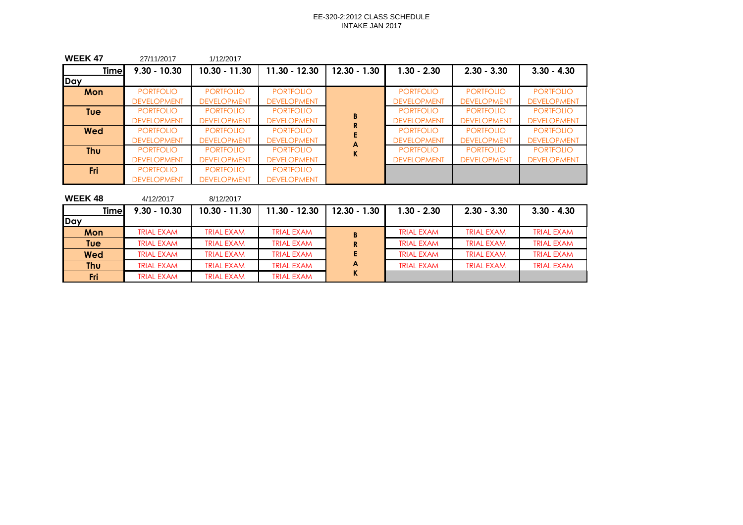EE-320-2:2012 CLASS SCHEDULE
INTAKE JAN 2017

**WEEK 47** 27/11/2017 1/12/2017

| Time / Day | 9.30 - 10.30 | 10.30 - 11.30 | 11.30 - 12.30 | 12.30 - 1.30 | 1.30 - 2.30 | 2.30 - 3.30 | 3.30 - 4.30 |
|---|---|---|---|---|---|---|---|
| **Mon** | PORTFOLIO DEVELOPMENT | PORTFOLIO DEVELOPMENT | PORTFOLIO DEVELOPMENT | BREAK | PORTFOLIO DEVELOPMENT | PORTFOLIO DEVELOPMENT | PORTFOLIO DEVELOPMENT |
| **Tue** | PORTFOLIO DEVELOPMENT | PORTFOLIO DEVELOPMENT | PORTFOLIO DEVELOPMENT | | PORTFOLIO DEVELOPMENT | PORTFOLIO DEVELOPMENT | PORTFOLIO DEVELOPMENT |
| **Wed** | PORTFOLIO DEVELOPMENT | PORTFOLIO DEVELOPMENT | PORTFOLIO DEVELOPMENT | | PORTFOLIO DEVELOPMENT | PORTFOLIO DEVELOPMENT | PORTFOLIO DEVELOPMENT |
| **Thu** | PORTFOLIO DEVELOPMENT | PORTFOLIO DEVELOPMENT | PORTFOLIO DEVELOPMENT | | PORTFOLIO DEVELOPMENT | PORTFOLIO DEVELOPMENT | PORTFOLIO DEVELOPMENT |
| **Fri** | PORTFOLIO DEVELOPMENT | PORTFOLIO DEVELOPMENT | PORTFOLIO DEVELOPMENT | | | | |

**WEEK 48** 4/12/2017 8/12/2017

| Time / Day | 9.30 - 10.30 | 10.30 - 11.30 | 11.30 - 12.30 | 12.30 - 1.30 | 1.30 - 2.30 | 2.30 - 3.30 | 3.30 - 4.30 |
|---|---|---|---|---|---|---|---|
| **Mon** | TRIAL EXAM | TRIAL EXAM | TRIAL EXAM | BREAK | TRIAL EXAM | TRIAL EXAM | TRIAL EXAM |
| **Tue** | TRIAL EXAM | TRIAL EXAM | TRIAL EXAM | | TRIAL EXAM | TRIAL EXAM | TRIAL EXAM |
| **Wed** | TRIAL EXAM | TRIAL EXAM | TRIAL EXAM | | TRIAL EXAM | TRIAL EXAM | TRIAL EXAM |
| **Thu** | TRIAL EXAM | TRIAL EXAM | TRIAL EXAM | | TRIAL EXAM | TRIAL EXAM | TRIAL EXAM |
| **Fri** | TRIAL EXAM | TRIAL EXAM | TRIAL EXAM | | | | |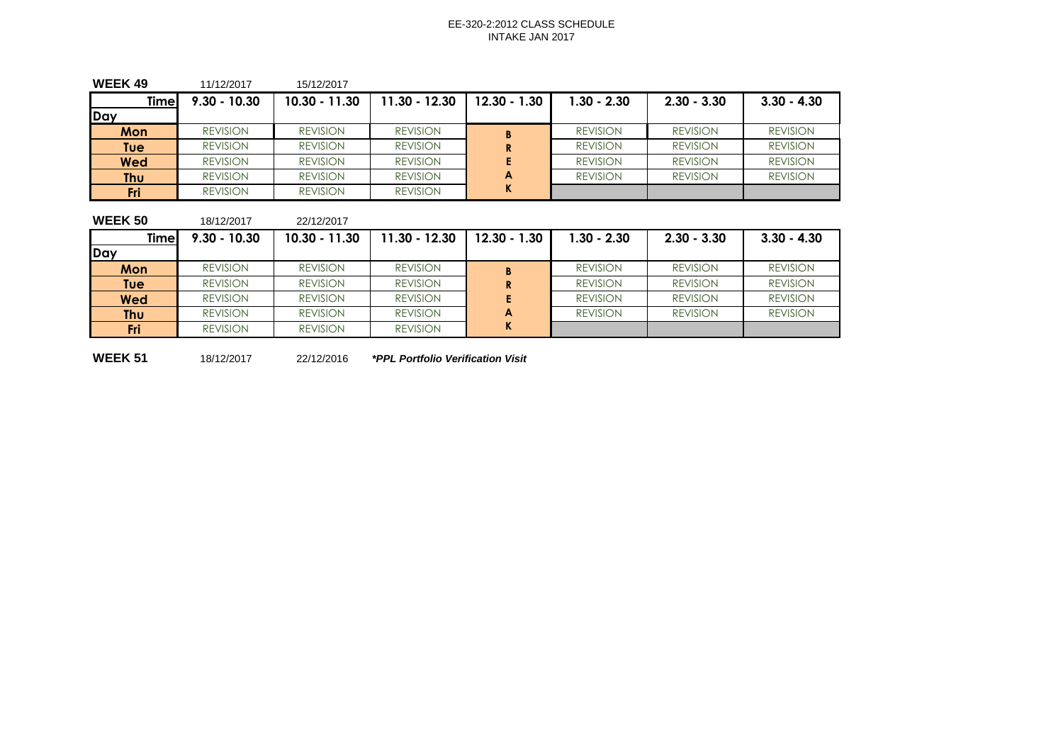EE-320-2:2012 CLASS SCHEDULE
INTAKE JAN 2017

**WEEK 49** 11/12/2017 15/12/2017

| Time / Day | 9.30 - 10.30 | 10.30 - 11.30 | 11.30 - 12.30 | 12.30 - 1.30 | 1.30 - 2.30 | 2.30 - 3.30 | 3.30 - 4.30 |
|---|---|---|---|---|---|---|---|
| **Mon** | REVISION | REVISION | REVISION | B | REVISION | REVISION | REVISION |
| **Tue** | REVISION | REVISION | REVISION | R | REVISION | REVISION | REVISION |
| **Wed** | REVISION | REVISION | REVISION | E | REVISION | REVISION | REVISION |
| **Thu** | REVISION | REVISION | REVISION | A | REVISION | REVISION | REVISION |
| **Fri** | REVISION | REVISION | REVISION | K | | | |

**WEEK 50** 18/12/2017 22/12/2017

| Time / Day | 9.30 - 10.30 | 10.30 - 11.30 | 11.30 - 12.30 | 12.30 - 1.30 | 1.30 - 2.30 | 2.30 - 3.30 | 3.30 - 4.30 |
|---|---|---|---|---|---|---|---|
| **Mon** | REVISION | REVISION | REVISION | B | REVISION | REVISION | REVISION |
| **Tue** | REVISION | REVISION | REVISION | R | REVISION | REVISION | REVISION |
| **Wed** | REVISION | REVISION | REVISION | E | REVISION | REVISION | REVISION |
| **Thu** | REVISION | REVISION | REVISION | A | REVISION | REVISION | REVISION |
| **Fri** | REVISION | REVISION | REVISION | K | | | |

**WEEK 51** 18/12/2017 22/12/2016 ***PPL Portfolio Verification Visit***